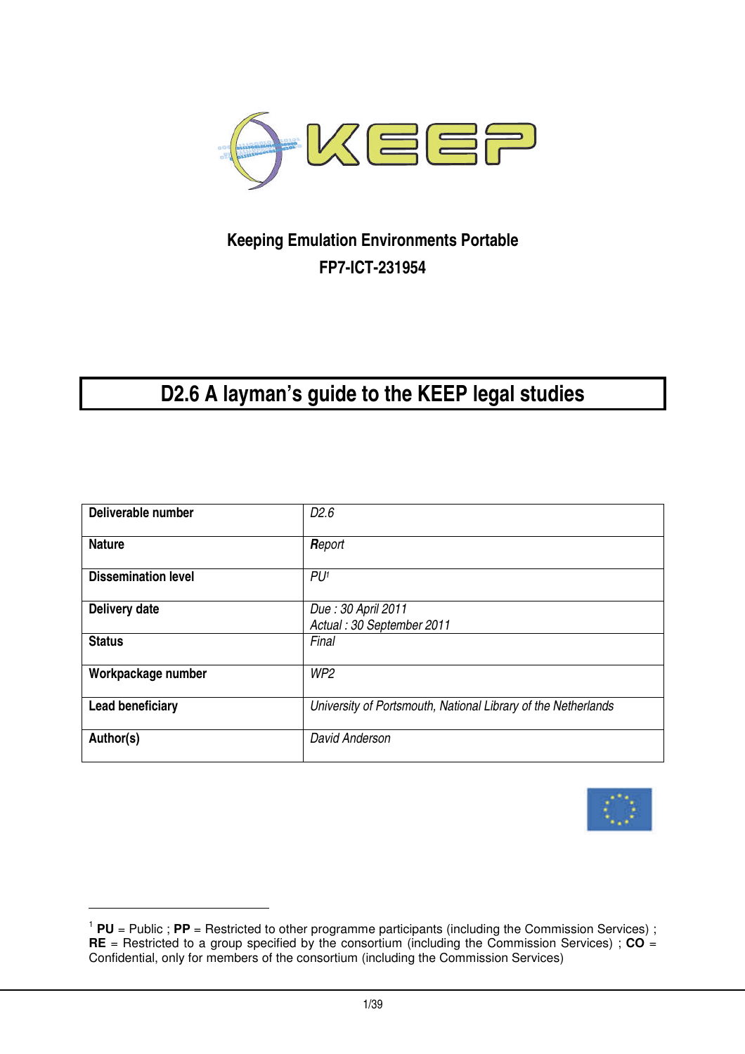**Keeping Emulation Environments Portable**

**FP7-ICT-231954**

# D2.6 A layman's guide to the KEEP legal studies

| **Deliverable number** | *D2.6* |
| --- | --- |
| **Nature** | ***R**eport* |
| **Dissemination level** | *PU*[1] |
| **Delivery date** | *Due : 30 April 2011*<br>*Actual : 30 September 2011* |
| **Status** | *Final* |
| **Workpackage number** | *WP2* |
| **Lead beneficiary** | *University of Portsmouth, National Library of the Netherlands* |
| **Author(s)** | *David Anderson* |

[1] **PU** = Public ; **PP** = Restricted to other programme participants (including the Commission Services) ; **RE** = Restricted to a group specified by the consortium (including the Commission Services) ; **CO** = Confidential, only for members of the consortium (including the Commission Services)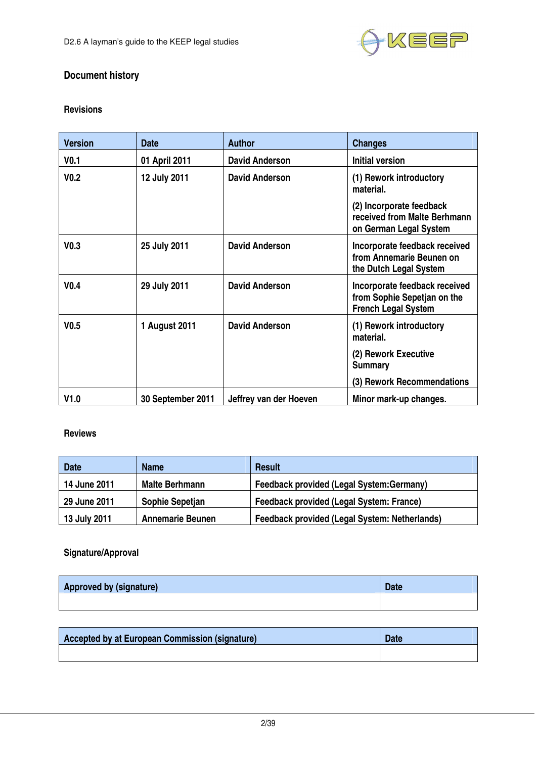## Document history

### Revisions

| Version | Date | Author | Changes |
|---|---|---|---|
| V0.1 | 01 April 2011 | David Anderson | Initial version |
| V0.2 | 12 July 2011 | David Anderson | (1) Rework introductory material.<br>(2) Incorporate feedback received from Malte Berhmann on German Legal System |
| V0.3 | 25 July 2011 | David Anderson | Incorporate feedback received from Annemarie Beunen on the Dutch Legal System |
| V0.4 | 29 July 2011 | David Anderson | Incorporate feedback received from Sophie Sepetjan on the French Legal System |
| V0.5 | 1 August 2011 | David Anderson | (1) Rework introductory material.<br>(2) Rework Executive Summary<br>(3) Rework Recommendations |
| V1.0 | 30 September 2011 | Jeffrey van der Hoeven | Minor mark-up changes. |

### Reviews

| Date | Name | Result |
|---|---|---|
| 14 June 2011 | Malte Berhmann | Feedback provided (Legal System:Germany) |
| 29 June 2011 | Sophie Sepetjan | Feedback provided (Legal System: France) |
| 13 July 2011 | Annemarie Beunen | Feedback provided (Legal System: Netherlands) |

### Signature/Approval

| Approved by (signature) | Date |
|---|---|
| | |

| Accepted by at European Commission (signature) | Date |
|---|---|
| | |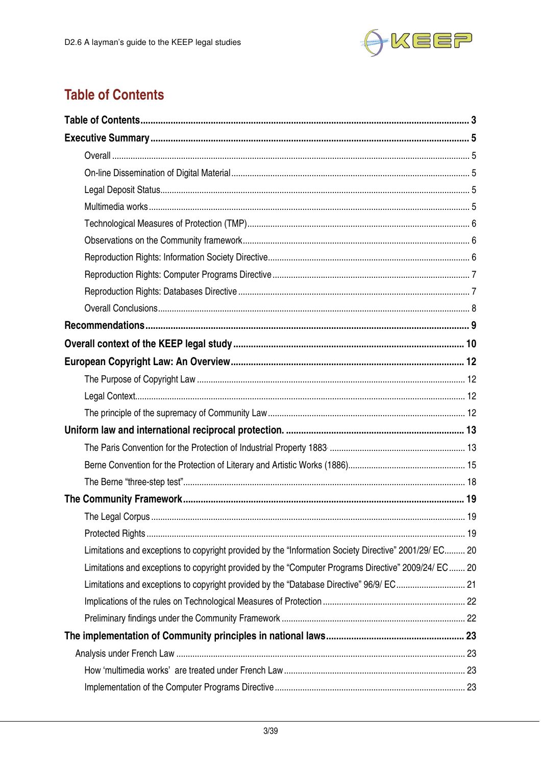# Table of Contents

**Table of Contents** ..... 3

**Executive Summary** ..... 5

- Overall ..... 5
- On-line Dissemination of Digital Material ..... 5
- Legal Deposit Status ..... 5
- Multimedia works ..... 5
- Technological Measures of Protection (TMP) ..... 6
- Observations on the Community framework ..... 6
- Reproduction Rights: Information Society Directive ..... 6
- Reproduction Rights: Computer Programs Directive ..... 7
- Reproduction Rights: Databases Directive ..... 7
- Overall Conclusions ..... 8

**Recommendations** ..... 9

**Overall context of the KEEP legal study** ..... 10

**European Copyright Law: An Overview** ..... 12

- The Purpose of Copyright Law ..... 12
- Legal Context ..... 12
- The principle of the supremacy of Community Law ..... 12

**Uniform law and international reciprocal protection.** ..... 13

- The Paris Convention for the Protection of Industrial Property 1883 ..... 13
- Berne Convention for the Protection of Literary and Artistic Works (1886) ..... 15
- The Berne "three-step test" ..... 18

**The Community Framework** ..... 19

- The Legal Corpus ..... 19
- Protected Rights ..... 19
- Limitations and exceptions to copyright provided by the "Information Society Directive" 2001/29/ EC ..... 20
- Limitations and exceptions to copyright provided by the "Computer Programs Directive" 2009/24/ EC ..... 20
- Limitations and exceptions to copyright provided by the "Database Directive" 96/9/ EC ..... 21
- Implications of the rules on Technological Measures of Protection ..... 22
- Preliminary findings under the Community Framework ..... 22

**The implementation of Community principles in national laws** ..... 23

- Analysis under French Law ..... 23
  - How 'multimedia works' are treated under French Law ..... 23
  - Implementation of the Computer Programs Directive ..... 23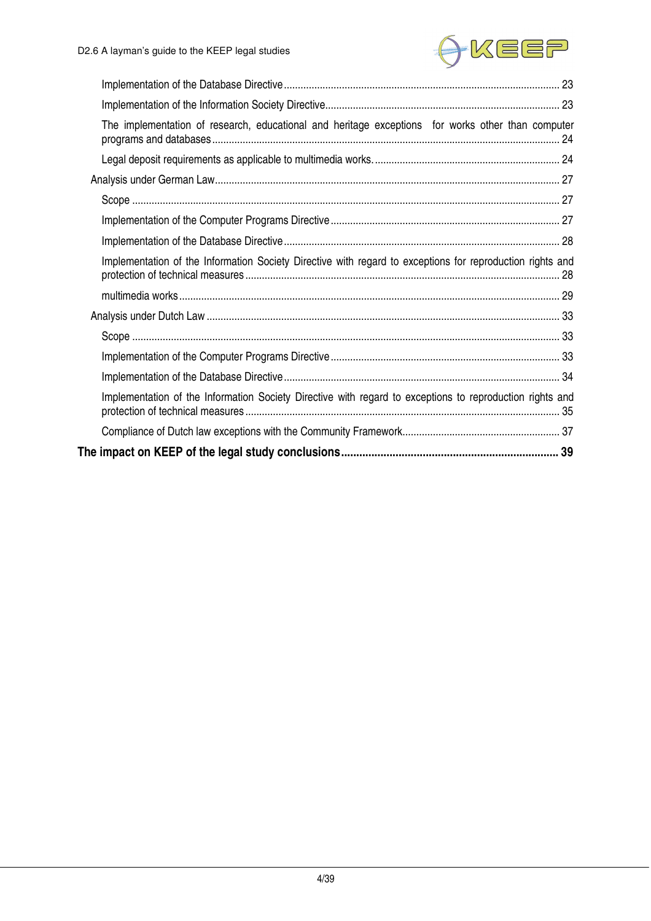- Implementation of the Database Directive ........ 23
- Implementation of the Information Society Directive ........ 23
- The implementation of research, educational and heritage exceptions for works other than computer programs and databases ........ 24
- Legal deposit requirements as applicable to multimedia works. ........ 24

Analysis under German Law ........ 27

- Scope ........ 27
- Implementation of the Computer Programs Directive ........ 27
- Implementation of the Database Directive ........ 28
- Implementation of the Information Society Directive with regard to exceptions for reproduction rights and protection of technical measures ........ 28
- multimedia works ........ 29

Analysis under Dutch Law ........ 33

- Scope ........ 33
- Implementation of the Computer Programs Directive ........ 33
- Implementation of the Database Directive ........ 34
- Implementation of the Information Society Directive with regard to exceptions to reproduction rights and protection of technical measures ........ 35
- Compliance of Dutch law exceptions with the Community Framework ........ 37

**The impact on KEEP of the legal study conclusions ........ 39**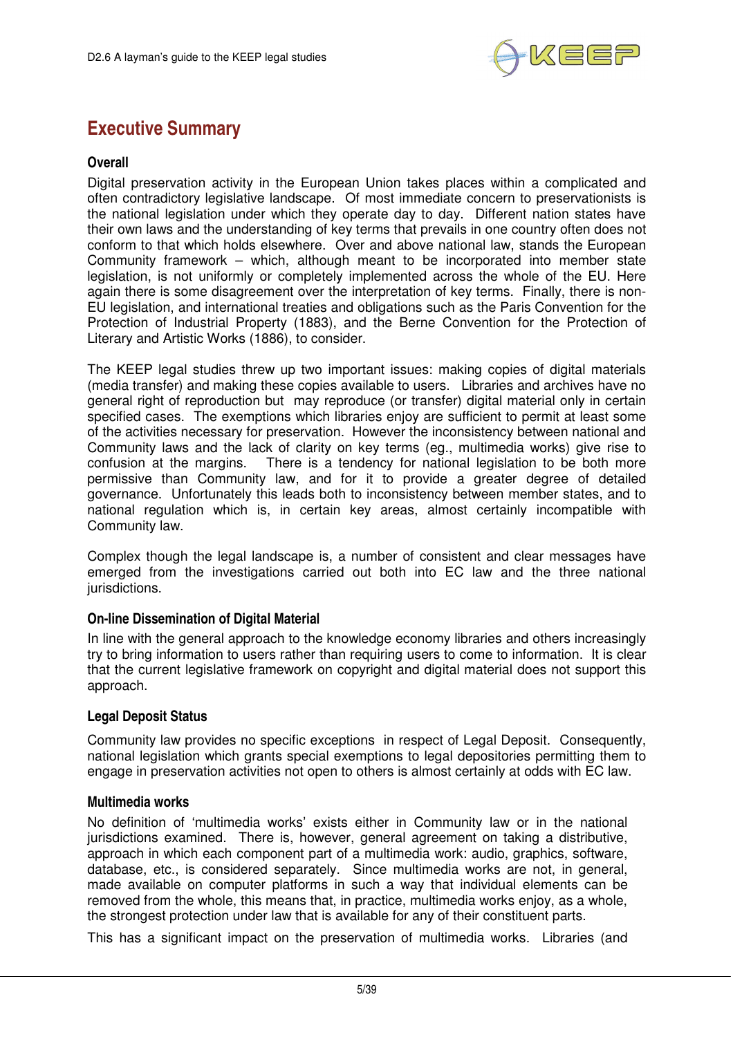# Executive Summary

### Overall

Digital preservation activity in the European Union takes places within a complicated and often contradictory legislative landscape. Of most immediate concern to preservationists is the national legislation under which they operate day to day. Different nation states have their own laws and the understanding of key terms that prevails in one country often does not conform to that which holds elsewhere. Over and above national law, stands the European Community framework – which, although meant to be incorporated into member state legislation, is not uniformly or completely implemented across the whole of the EU. Here again there is some disagreement over the interpretation of key terms. Finally, there is non-EU legislation, and international treaties and obligations such as the Paris Convention for the Protection of Industrial Property (1883), and the Berne Convention for the Protection of Literary and Artistic Works (1886), to consider.

The KEEP legal studies threw up two important issues: making copies of digital materials (media transfer) and making these copies available to users. Libraries and archives have no general right of reproduction but may reproduce (or transfer) digital material only in certain specified cases. The exemptions which libraries enjoy are sufficient to permit at least some of the activities necessary for preservation. However the inconsistency between national and Community laws and the lack of clarity on key terms (eg., multimedia works) give rise to confusion at the margins. There is a tendency for national legislation to be both more permissive than Community law, and for it to provide a greater degree of detailed governance. Unfortunately this leads both to inconsistency between member states, and to national regulation which is, in certain key areas, almost certainly incompatible with Community law.

Complex though the legal landscape is, a number of consistent and clear messages have emerged from the investigations carried out both into EC law and the three national jurisdictions.

### On-line Dissemination of Digital Material

In line with the general approach to the knowledge economy libraries and others increasingly try to bring information to users rather than requiring users to come to information. It is clear that the current legislative framework on copyright and digital material does not support this approach.

### Legal Deposit Status

Community law provides no specific exceptions in respect of Legal Deposit. Consequently, national legislation which grants special exemptions to legal depositories permitting them to engage in preservation activities not open to others is almost certainly at odds with EC law.

### Multimedia works

No definition of 'multimedia works' exists either in Community law or in the national jurisdictions examined. There is, however, general agreement on taking a distributive, approach in which each component part of a multimedia work: audio, graphics, software, database, etc., is considered separately. Since multimedia works are not, in general, made available on computer platforms in such a way that individual elements can be removed from the whole, this means that, in practice, multimedia works enjoy, as a whole, the strongest protection under law that is available for any of their constituent parts.

This has a significant impact on the preservation of multimedia works. Libraries (and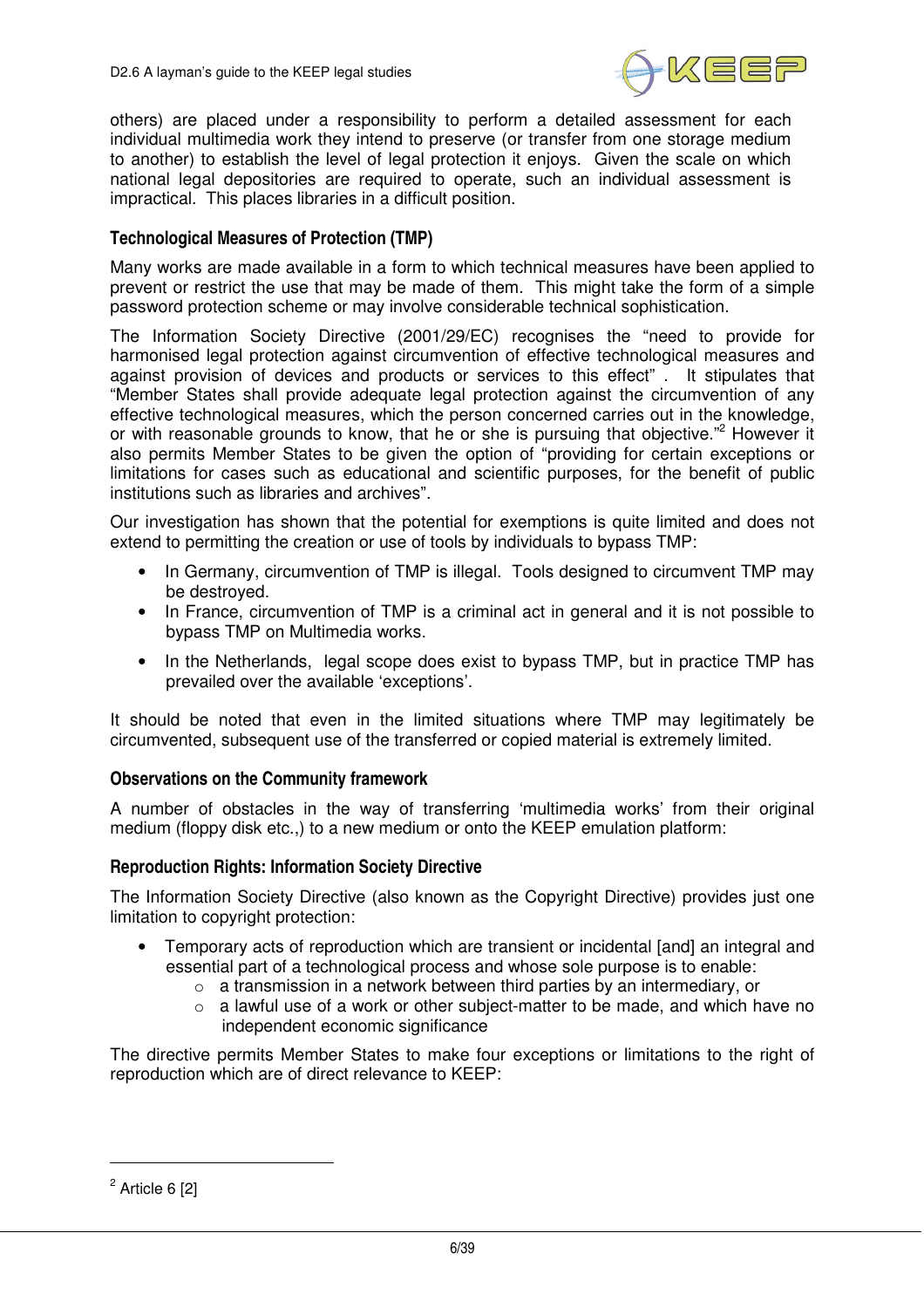others) are placed under a responsibility to perform a detailed assessment for each individual multimedia work they intend to preserve (or transfer from one storage medium to another) to establish the level of legal protection it enjoys. Given the scale on which national legal depositories are required to operate, such an individual assessment is impractical. This places libraries in a difficult position.

### Technological Measures of Protection (TMP)

Many works are made available in a form to which technical measures have been applied to prevent or restrict the use that may be made of them. This might take the form of a simple password protection scheme or may involve considerable technical sophistication.

The Information Society Directive (2001/29/EC) recognises the "need to provide for harmonised legal protection against circumvention of effective technological measures and against provision of devices and products or services to this effect" . It stipulates that "Member States shall provide adequate legal protection against the circumvention of any effective technological measures, which the person concerned carries out in the knowledge, or with reasonable grounds to know, that he or she is pursuing that objective."[2] However it also permits Member States to be given the option of "providing for certain exceptions or limitations for cases such as educational and scientific purposes, for the benefit of public institutions such as libraries and archives".

Our investigation has shown that the potential for exemptions is quite limited and does not extend to permitting the creation or use of tools by individuals to bypass TMP:

- In Germany, circumvention of TMP is illegal. Tools designed to circumvent TMP may be destroyed.
- In France, circumvention of TMP is a criminal act in general and it is not possible to bypass TMP on Multimedia works.
- In the Netherlands, legal scope does exist to bypass TMP, but in practice TMP has prevailed over the available 'exceptions'.

It should be noted that even in the limited situations where TMP may legitimately be circumvented, subsequent use of the transferred or copied material is extremely limited.

### Observations on the Community framework

A number of obstacles in the way of transferring 'multimedia works' from their original medium (floppy disk etc.,) to a new medium or onto the KEEP emulation platform:

### Reproduction Rights: Information Society Directive

The Information Society Directive (also known as the Copyright Directive) provides just one limitation to copyright protection:

- Temporary acts of reproduction which are transient or incidental [and] an integral and essential part of a technological process and whose sole purpose is to enable:
  - a transmission in a network between third parties by an intermediary, or
  - a lawful use of a work or other subject-matter to be made, and which have no independent economic significance

The directive permits Member States to make four exceptions or limitations to the right of reproduction which are of direct relevance to KEEP:

[2] Article 6 [2]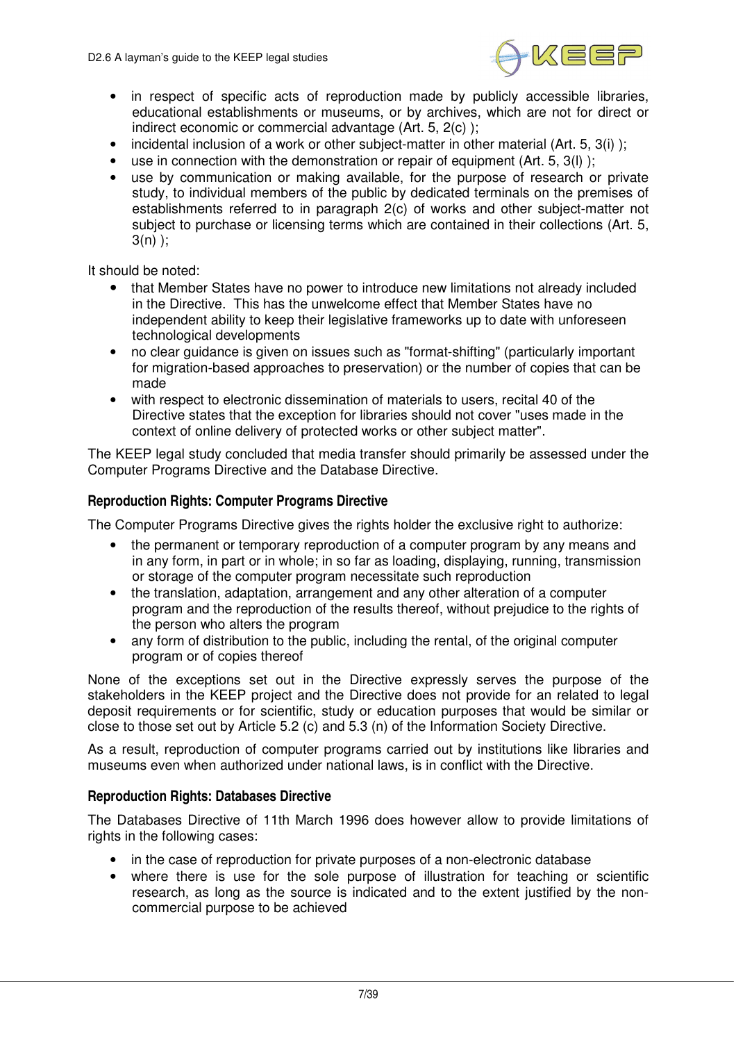- in respect of specific acts of reproduction made by publicly accessible libraries, educational establishments or museums, or by archives, which are not for direct or indirect economic or commercial advantage (Art. 5, 2(c) );
- incidental inclusion of a work or other subject-matter in other material (Art. 5, 3(i) );
- use in connection with the demonstration or repair of equipment (Art. 5, 3(l) );
- use by communication or making available, for the purpose of research or private study, to individual members of the public by dedicated terminals on the premises of establishments referred to in paragraph 2(c) of works and other subject-matter not subject to purchase or licensing terms which are contained in their collections (Art. 5, 3(n) );

It should be noted:

- that Member States have no power to introduce new limitations not already included in the Directive. This has the unwelcome effect that Member States have no independent ability to keep their legislative frameworks up to date with unforeseen technological developments
- no clear guidance is given on issues such as "format-shifting" (particularly important for migration-based approaches to preservation) or the number of copies that can be made
- with respect to electronic dissemination of materials to users, recital 40 of the Directive states that the exception for libraries should not cover "uses made in the context of online delivery of protected works or other subject matter".

The KEEP legal study concluded that media transfer should primarily be assessed under the Computer Programs Directive and the Database Directive.

### Reproduction Rights: Computer Programs Directive

The Computer Programs Directive gives the rights holder the exclusive right to authorize:

- the permanent or temporary reproduction of a computer program by any means and in any form, in part or in whole; in so far as loading, displaying, running, transmission or storage of the computer program necessitate such reproduction
- the translation, adaptation, arrangement and any other alteration of a computer program and the reproduction of the results thereof, without prejudice to the rights of the person who alters the program
- any form of distribution to the public, including the rental, of the original computer program or of copies thereof

None of the exceptions set out in the Directive expressly serves the purpose of the stakeholders in the KEEP project and the Directive does not provide for an related to legal deposit requirements or for scientific, study or education purposes that would be similar or close to those set out by Article 5.2 (c) and 5.3 (n) of the Information Society Directive.

As a result, reproduction of computer programs carried out by institutions like libraries and museums even when authorized under national laws, is in conflict with the Directive.

### Reproduction Rights: Databases Directive

The Databases Directive of 11th March 1996 does however allow to provide limitations of rights in the following cases:

- in the case of reproduction for private purposes of a non-electronic database
- where there is use for the sole purpose of illustration for teaching or scientific research, as long as the source is indicated and to the extent justified by the non-commercial purpose to be achieved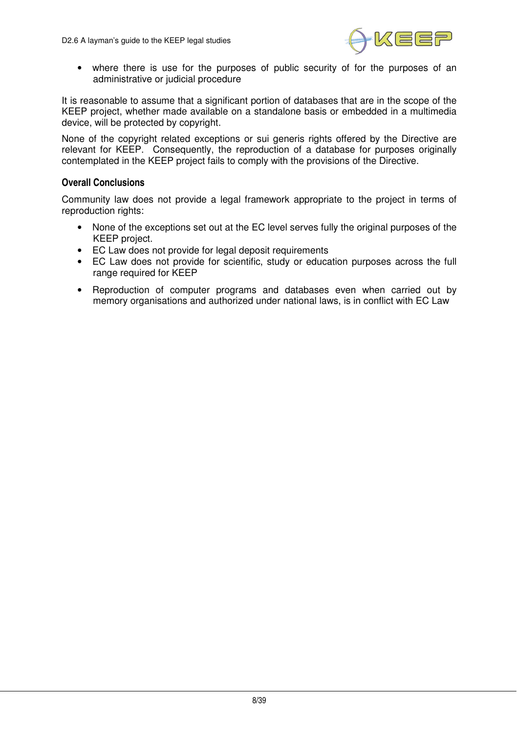- where there is use for the purposes of public security of for the purposes of an administrative or judicial procedure

It is reasonable to assume that a significant portion of databases that are in the scope of the KEEP project, whether made available on a standalone basis or embedded in a multimedia device, will be protected by copyright.

None of the copyright related exceptions or sui generis rights offered by the Directive are relevant for KEEP. Consequently, the reproduction of a database for purposes originally contemplated in the KEEP project fails to comply with the provisions of the Directive.

### Overall Conclusions

Community law does not provide a legal framework appropriate to the project in terms of reproduction rights:

- None of the exceptions set out at the EC level serves fully the original purposes of the KEEP project.
- EC Law does not provide for legal deposit requirements
- EC Law does not provide for scientific, study or education purposes across the full range required for KEEP
- Reproduction of computer programs and databases even when carried out by memory organisations and authorized under national laws, is in conflict with EC Law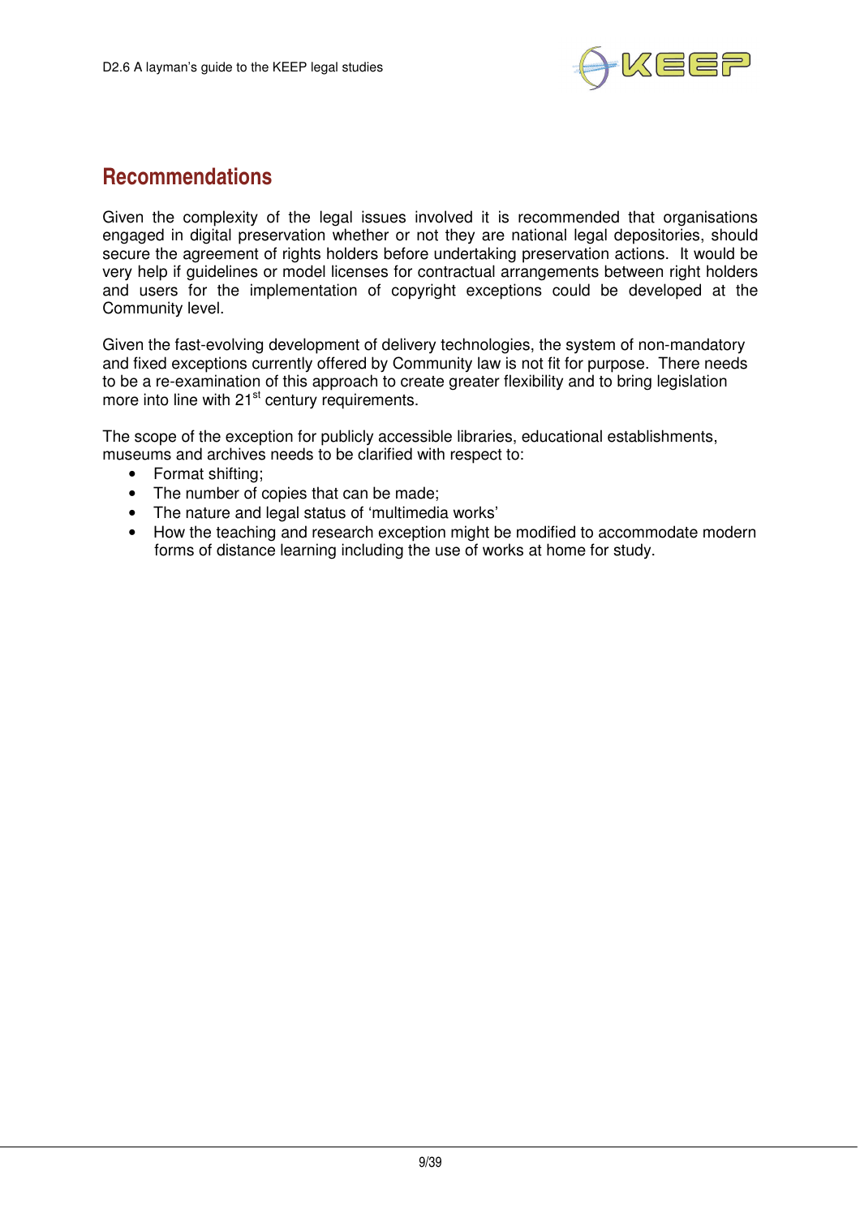## Recommendations

Given the complexity of the legal issues involved it is recommended that organisations engaged in digital preservation whether or not they are national legal depositories, should secure the agreement of rights holders before undertaking preservation actions. It would be very help if guidelines or model licenses for contractual arrangements between right holders and users for the implementation of copyright exceptions could be developed at the Community level.

Given the fast-evolving development of delivery technologies, the system of non-mandatory and fixed exceptions currently offered by Community law is not fit for purpose. There needs to be a re-examination of this approach to create greater flexibility and to bring legislation more into line with 21st century requirements.

The scope of the exception for publicly accessible libraries, educational establishments, museums and archives needs to be clarified with respect to:

- Format shifting;
- The number of copies that can be made;
- The nature and legal status of 'multimedia works'
- How the teaching and research exception might be modified to accommodate modern forms of distance learning including the use of works at home for study.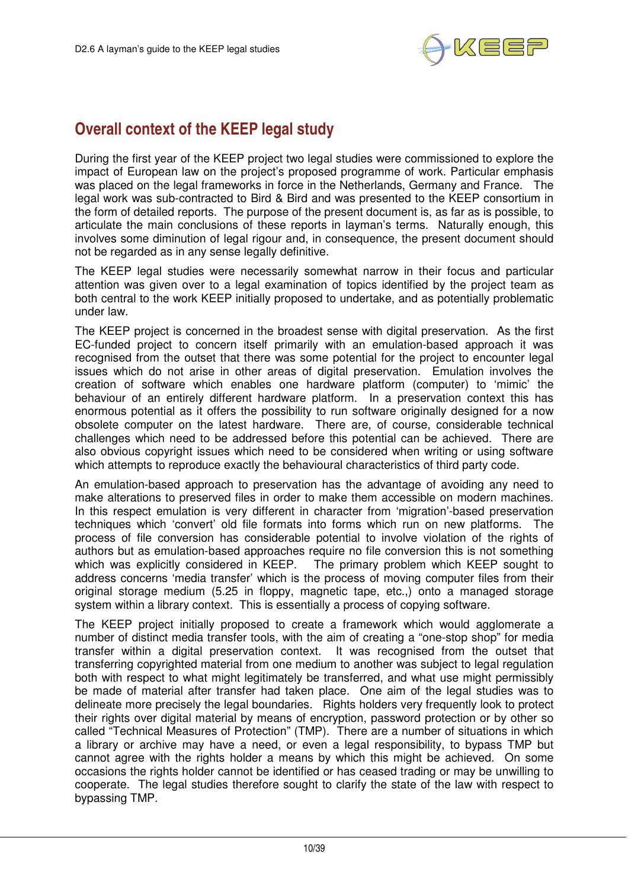## Overall context of the KEEP legal study

During the first year of the KEEP project two legal studies were commissioned to explore the impact of European law on the project's proposed programme of work. Particular emphasis was placed on the legal frameworks in force in the Netherlands, Germany and France. The legal work was sub-contracted to Bird & Bird and was presented to the KEEP consortium in the form of detailed reports. The purpose of the present document is, as far as is possible, to articulate the main conclusions of these reports in layman's terms. Naturally enough, this involves some diminution of legal rigour and, in consequence, the present document should not be regarded as in any sense legally definitive.

The KEEP legal studies were necessarily somewhat narrow in their focus and particular attention was given over to a legal examination of topics identified by the project team as both central to the work KEEP initially proposed to undertake, and as potentially problematic under law.

The KEEP project is concerned in the broadest sense with digital preservation. As the first EC-funded project to concern itself primarily with an emulation-based approach it was recognised from the outset that there was some potential for the project to encounter legal issues which do not arise in other areas of digital preservation. Emulation involves the creation of software which enables one hardware platform (computer) to 'mimic' the behaviour of an entirely different hardware platform. In a preservation context this has enormous potential as it offers the possibility to run software originally designed for a now obsolete computer on the latest hardware. There are, of course, considerable technical challenges which need to be addressed before this potential can be achieved. There are also obvious copyright issues which need to be considered when writing or using software which attempts to reproduce exactly the behavioural characteristics of third party code.

An emulation-based approach to preservation has the advantage of avoiding any need to make alterations to preserved files in order to make them accessible on modern machines. In this respect emulation is very different in character from 'migration'-based preservation techniques which 'convert' old file formats into forms which run on new platforms. The process of file conversion has considerable potential to involve violation of the rights of authors but as emulation-based approaches require no file conversion this is not something which was explicitly considered in KEEP. The primary problem which KEEP sought to address concerns 'media transfer' which is the process of moving computer files from their original storage medium (5.25 in floppy, magnetic tape, etc.,) onto a managed storage system within a library context. This is essentially a process of copying software.

The KEEP project initially proposed to create a framework which would agglomerate a number of distinct media transfer tools, with the aim of creating a "one-stop shop" for media transfer within a digital preservation context. It was recognised from the outset that transferring copyrighted material from one medium to another was subject to legal regulation both with respect to what might legitimately be transferred, and what use might permissibly be made of material after transfer had taken place. One aim of the legal studies was to delineate more precisely the legal boundaries. Rights holders very frequently look to protect their rights over digital material by means of encryption, password protection or by other so called "Technical Measures of Protection" (TMP). There are a number of situations in which a library or archive may have a need, or even a legal responsibility, to bypass TMP but cannot agree with the rights holder a means by which this might be achieved. On some occasions the rights holder cannot be identified or has ceased trading or may be unwilling to cooperate. The legal studies therefore sought to clarify the state of the law with respect to bypassing TMP.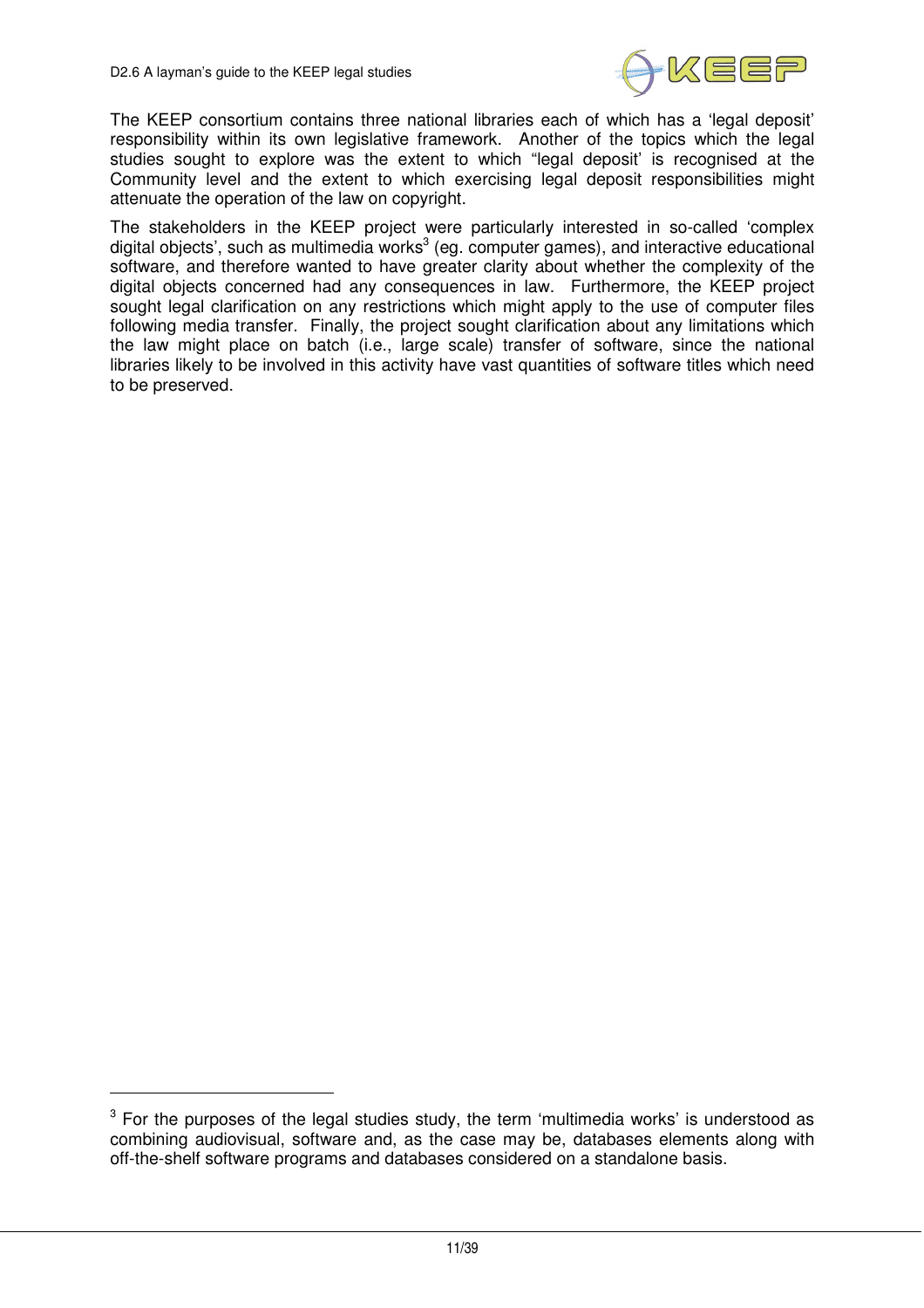The KEEP consortium contains three national libraries each of which has a 'legal deposit' responsibility within its own legislative framework. Another of the topics which the legal studies sought to explore was the extent to which "legal deposit' is recognised at the Community level and the extent to which exercising legal deposit responsibilities might attenuate the operation of the law on copyright.

The stakeholders in the KEEP project were particularly interested in so-called 'complex digital objects', such as multimedia works[3] (eg. computer games), and interactive educational software, and therefore wanted to have greater clarity about whether the complexity of the digital objects concerned had any consequences in law. Furthermore, the KEEP project sought legal clarification on any restrictions which might apply to the use of computer files following media transfer. Finally, the project sought clarification about any limitations which the law might place on batch (i.e., large scale) transfer of software, since the national libraries likely to be involved in this activity have vast quantities of software titles which need to be preserved.

[3] For the purposes of the legal studies study, the term 'multimedia works' is understood as combining audiovisual, software and, as the case may be, databases elements along with off-the-shelf software programs and databases considered on a standalone basis.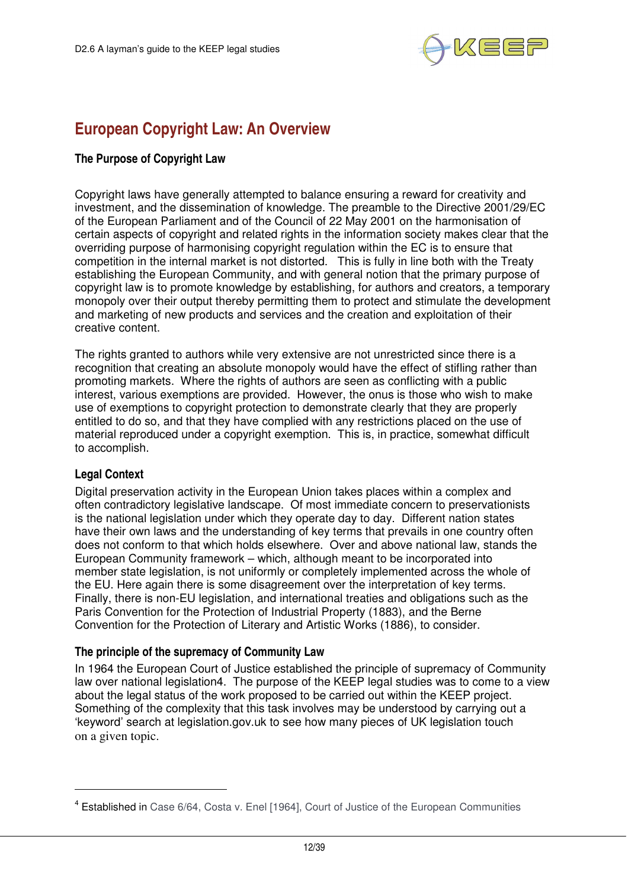# European Copyright Law: An Overview

### The Purpose of Copyright Law

Copyright laws have generally attempted to balance ensuring a reward for creativity and investment, and the dissemination of knowledge. The preamble to the Directive 2001/29/EC of the European Parliament and of the Council of 22 May 2001 on the harmonisation of certain aspects of copyright and related rights in the information society makes clear that the overriding purpose of harmonising copyright regulation within the EC is to ensure that competition in the internal market is not distorted. This is fully in line both with the Treaty establishing the European Community, and with general notion that the primary purpose of copyright law is to promote knowledge by establishing, for authors and creators, a temporary monopoly over their output thereby permitting them to protect and stimulate the development and marketing of new products and services and the creation and exploitation of their creative content.

The rights granted to authors while very extensive are not unrestricted since there is a recognition that creating an absolute monopoly would have the effect of stifling rather than promoting markets. Where the rights of authors are seen as conflicting with a public interest, various exemptions are provided. However, the onus is those who wish to make use of exemptions to copyright protection to demonstrate clearly that they are properly entitled to do so, and that they have complied with any restrictions placed on the use of material reproduced under a copyright exemption. This is, in practice, somewhat difficult to accomplish.

### Legal Context

Digital preservation activity in the European Union takes places within a complex and often contradictory legislative landscape. Of most immediate concern to preservationists is the national legislation under which they operate day to day. Different nation states have their own laws and the understanding of key terms that prevails in one country often does not conform to that which holds elsewhere. Over and above national law, stands the European Community framework – which, although meant to be incorporated into member state legislation, is not uniformly or completely implemented across the whole of the EU. Here again there is some disagreement over the interpretation of key terms. Finally, there is non-EU legislation, and international treaties and obligations such as the Paris Convention for the Protection of Industrial Property (1883), and the Berne Convention for the Protection of Literary and Artistic Works (1886), to consider.

### The principle of the supremacy of Community Law

In 1964 the European Court of Justice established the principle of supremacy of Community law over national legislation[4]. The purpose of the KEEP legal studies was to come to a view about the legal status of the work proposed to be carried out within the KEEP project. Something of the complexity that this task involves may be understood by carrying out a 'keyword' search at legislation.gov.uk to see how many pieces of UK legislation touch on a given topic.

---

[4] Established in Case 6/64, Costa v. Enel [1964], Court of Justice of the European Communities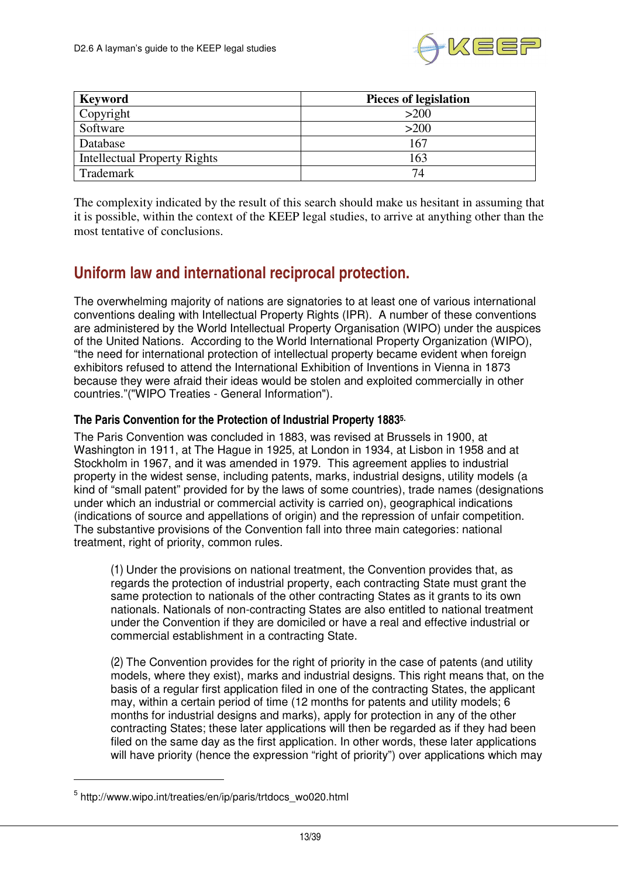| Keyword | Pieces of legislation |
|---|---|
| Copyright | >200 |
| Software | >200 |
| Database | 167 |
| Intellectual Property Rights | 163 |
| Trademark | 74 |

The complexity indicated by the result of this search should make us hesitant in assuming that it is possible, within the context of the KEEP legal studies, to arrive at anything other than the most tentative of conclusions.

## Uniform law and international reciprocal protection.

The overwhelming majority of nations are signatories to at least one of various international conventions dealing with Intellectual Property Rights (IPR). A number of these conventions are administered by the World Intellectual Property Organisation (WIPO) under the auspices of the United Nations. According to the World International Property Organization (WIPO), "the need for international protection of intellectual property became evident when foreign exhibitors refused to attend the International Exhibition of Inventions in Vienna in 1873 because they were afraid their ideas would be stolen and exploited commercially in other countries."("WIPO Treaties - General Information").

### The Paris Convention for the Protection of Industrial Property 1883[5].

The Paris Convention was concluded in 1883, was revised at Brussels in 1900, at Washington in 1911, at The Hague in 1925, at London in 1934, at Lisbon in 1958 and at Stockholm in 1967, and it was amended in 1979. This agreement applies to industrial property in the widest sense, including patents, marks, industrial designs, utility models (a kind of "small patent" provided for by the laws of some countries), trade names (designations under which an industrial or commercial activity is carried on), geographical indications (indications of source and appellations of origin) and the repression of unfair competition. The substantive provisions of the Convention fall into three main categories: national treatment, right of priority, common rules.

> (1) Under the provisions on national treatment, the Convention provides that, as regards the protection of industrial property, each contracting State must grant the same protection to nationals of the other contracting States as it grants to its own nationals. Nationals of non-contracting States are also entitled to national treatment under the Convention if they are domiciled or have a real and effective industrial or commercial establishment in a contracting State.
>
> (2) The Convention provides for the right of priority in the case of patents (and utility models, where they exist), marks and industrial designs. This right means that, on the basis of a regular first application filed in one of the contracting States, the applicant may, within a certain period of time (12 months for patents and utility models; 6 months for industrial designs and marks), apply for protection in any of the other contracting States; these later applications will then be regarded as if they had been filed on the same day as the first application. In other words, these later applications will have priority (hence the expression "right of priority") over applications which may

[5] http://www.wipo.int/treaties/en/ip/paris/trtdocs_wo020.html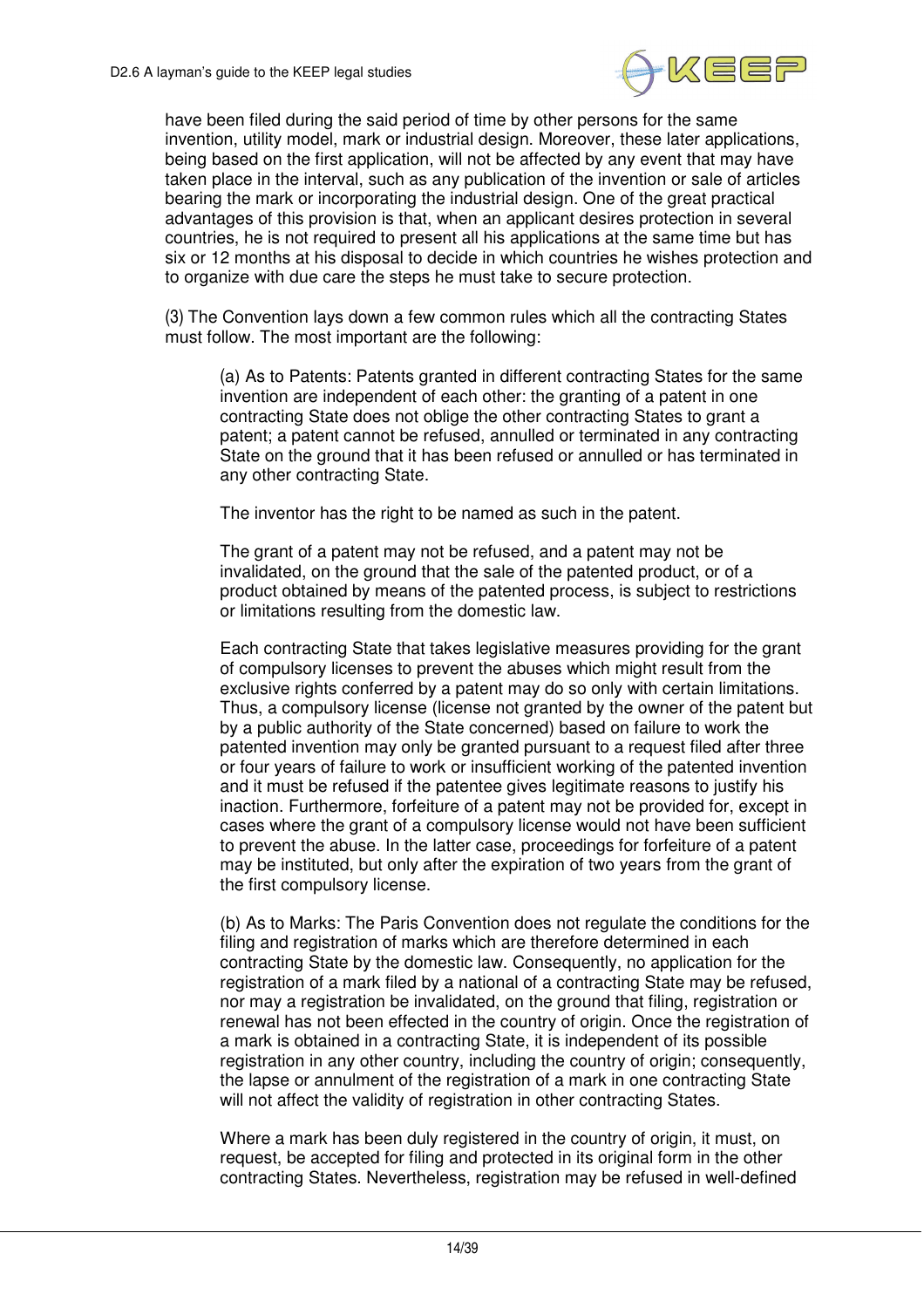have been filed during the said period of time by other persons for the same invention, utility model, mark or industrial design. Moreover, these later applications, being based on the first application, will not be affected by any event that may have taken place in the interval, such as any publication of the invention or sale of articles bearing the mark or incorporating the industrial design. One of the great practical advantages of this provision is that, when an applicant desires protection in several countries, he is not required to present all his applications at the same time but has six or 12 months at his disposal to decide in which countries he wishes protection and to organize with due care the steps he must take to secure protection.

(3) The Convention lays down a few common rules which all the contracting States must follow. The most important are the following:

(a) As to Patents: Patents granted in different contracting States for the same invention are independent of each other: the granting of a patent in one contracting State does not oblige the other contracting States to grant a patent; a patent cannot be refused, annulled or terminated in any contracting State on the ground that it has been refused or annulled or has terminated in any other contracting State.

The inventor has the right to be named as such in the patent.

The grant of a patent may not be refused, and a patent may not be invalidated, on the ground that the sale of the patented product, or of a product obtained by means of the patented process, is subject to restrictions or limitations resulting from the domestic law.

Each contracting State that takes legislative measures providing for the grant of compulsory licenses to prevent the abuses which might result from the exclusive rights conferred by a patent may do so only with certain limitations. Thus, a compulsory license (license not granted by the owner of the patent but by a public authority of the State concerned) based on failure to work the patented invention may only be granted pursuant to a request filed after three or four years of failure to work or insufficient working of the patented invention and it must be refused if the patentee gives legitimate reasons to justify his inaction. Furthermore, forfeiture of a patent may not be provided for, except in cases where the grant of a compulsory license would not have been sufficient to prevent the abuse. In the latter case, proceedings for forfeiture of a patent may be instituted, but only after the expiration of two years from the grant of the first compulsory license.

(b) As to Marks: The Paris Convention does not regulate the conditions for the filing and registration of marks which are therefore determined in each contracting State by the domestic law. Consequently, no application for the registration of a mark filed by a national of a contracting State may be refused, nor may a registration be invalidated, on the ground that filing, registration or renewal has not been effected in the country of origin. Once the registration of a mark is obtained in a contracting State, it is independent of its possible registration in any other country, including the country of origin; consequently, the lapse or annulment of the registration of a mark in one contracting State will not affect the validity of registration in other contracting States.

Where a mark has been duly registered in the country of origin, it must, on request, be accepted for filing and protected in its original form in the other contracting States. Nevertheless, registration may be refused in well-defined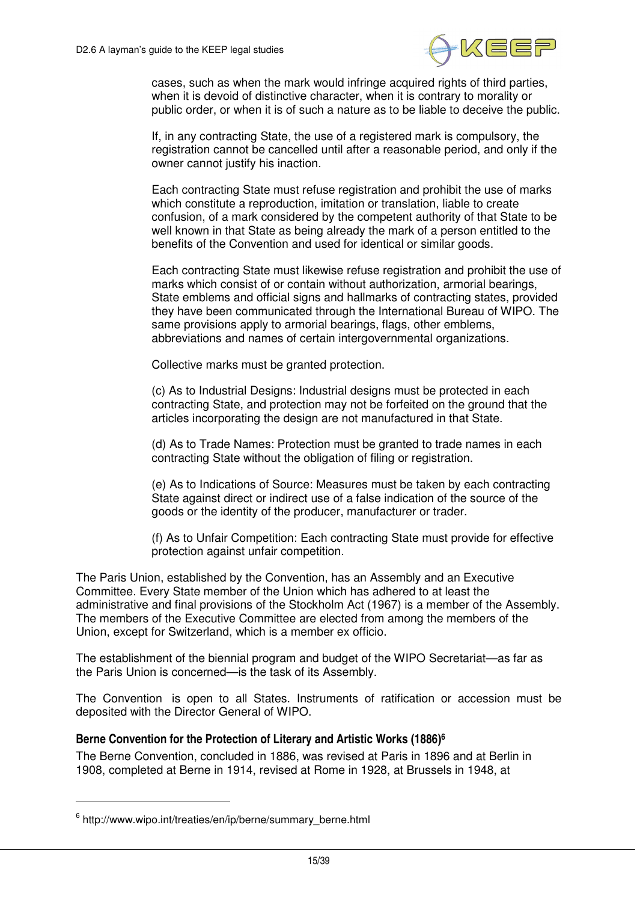cases, such as when the mark would infringe acquired rights of third parties, when it is devoid of distinctive character, when it is contrary to morality or public order, or when it is of such a nature as to be liable to deceive the public.

If, in any contracting State, the use of a registered mark is compulsory, the registration cannot be cancelled until after a reasonable period, and only if the owner cannot justify his inaction.

Each contracting State must refuse registration and prohibit the use of marks which constitute a reproduction, imitation or translation, liable to create confusion, of a mark considered by the competent authority of that State to be well known in that State as being already the mark of a person entitled to the benefits of the Convention and used for identical or similar goods.

Each contracting State must likewise refuse registration and prohibit the use of marks which consist of or contain without authorization, armorial bearings, State emblems and official signs and hallmarks of contracting states, provided they have been communicated through the International Bureau of WIPO. The same provisions apply to armorial bearings, flags, other emblems, abbreviations and names of certain intergovernmental organizations.

Collective marks must be granted protection.

(c) As to Industrial Designs: Industrial designs must be protected in each contracting State, and protection may not be forfeited on the ground that the articles incorporating the design are not manufactured in that State.

(d) As to Trade Names: Protection must be granted to trade names in each contracting State without the obligation of filing or registration.

(e) As to Indications of Source: Measures must be taken by each contracting State against direct or indirect use of a false indication of the source of the goods or the identity of the producer, manufacturer or trader.

(f) As to Unfair Competition: Each contracting State must provide for effective protection against unfair competition.

The Paris Union, established by the Convention, has an Assembly and an Executive Committee. Every State member of the Union which has adhered to at least the administrative and final provisions of the Stockholm Act (1967) is a member of the Assembly. The members of the Executive Committee are elected from among the members of the Union, except for Switzerland, which is a member ex officio.

The establishment of the biennial program and budget of the WIPO Secretariat—as far as the Paris Union is concerned—is the task of its Assembly.

The Convention is open to all States. Instruments of ratification or accession must be deposited with the Director General of WIPO.

### Berne Convention for the Protection of Literary and Artistic Works (1886)[6]

The Berne Convention, concluded in 1886, was revised at Paris in 1896 and at Berlin in 1908, completed at Berne in 1914, revised at Rome in 1928, at Brussels in 1948, at

[6] http://www.wipo.int/treaties/en/ip/berne/summary_berne.html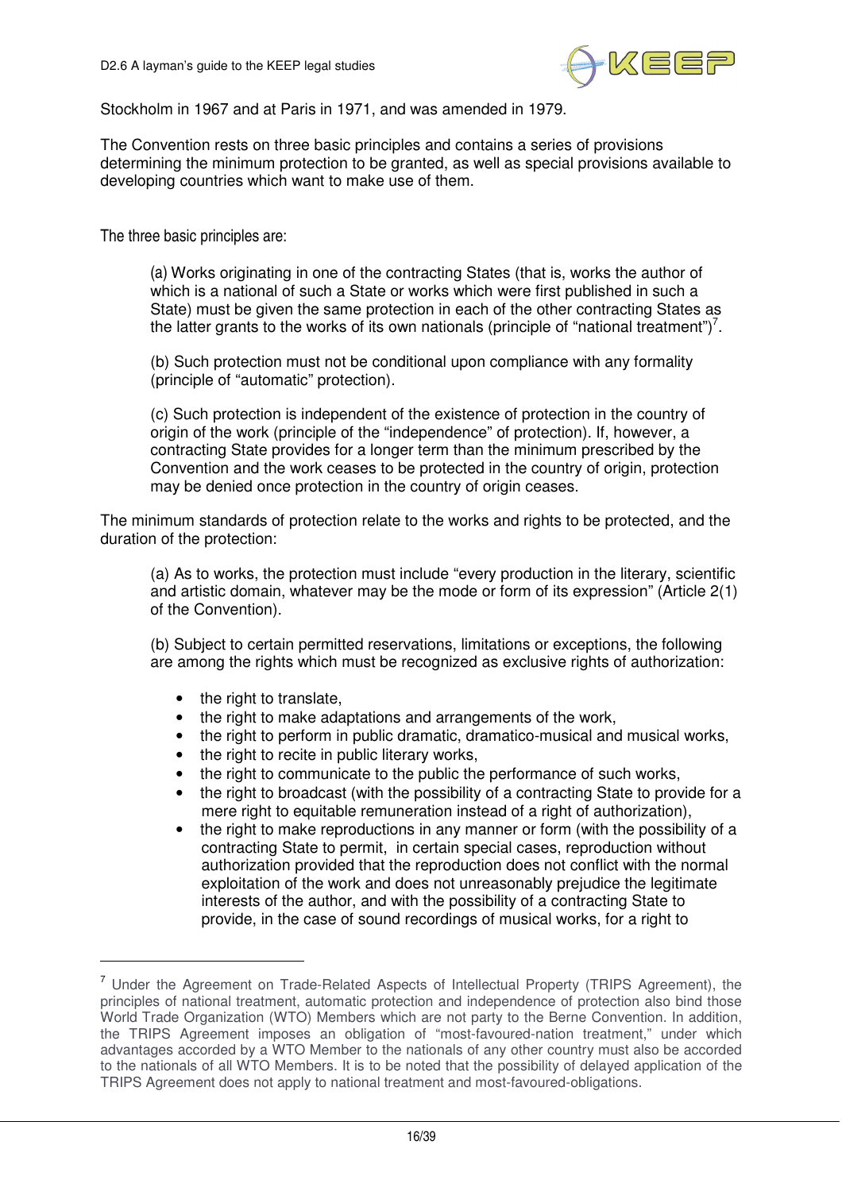Stockholm in 1967 and at Paris in 1971, and was amended in 1979.

The Convention rests on three basic principles and contains a series of provisions determining the minimum protection to be granted, as well as special provisions available to developing countries which want to make use of them.

The three basic principles are:

> (a) Works originating in one of the contracting States (that is, works the author of which is a national of such a State or works which were first published in such a State) must be given the same protection in each of the other contracting States as the latter grants to the works of its own nationals (principle of "national treatment")[7].
>
> (b) Such protection must not be conditional upon compliance with any formality (principle of "automatic" protection).
>
> (c) Such protection is independent of the existence of protection in the country of origin of the work (principle of the "independence" of protection). If, however, a contracting State provides for a longer term than the minimum prescribed by the Convention and the work ceases to be protected in the country of origin, protection may be denied once protection in the country of origin ceases.

The minimum standards of protection relate to the works and rights to be protected, and the duration of the protection:

> (a) As to works, the protection must include "every production in the literary, scientific and artistic domain, whatever may be the mode or form of its expression" (Article 2(1) of the Convention).
>
> (b) Subject to certain permitted reservations, limitations or exceptions, the following are among the rights which must be recognized as exclusive rights of authorization:
>
> - the right to translate,
> - the right to make adaptations and arrangements of the work,
> - the right to perform in public dramatic, dramatico-musical and musical works,
> - the right to recite in public literary works,
> - the right to communicate to the public the performance of such works,
> - the right to broadcast (with the possibility of a contracting State to provide for a mere right to equitable remuneration instead of a right of authorization),
> - the right to make reproductions in any manner or form (with the possibility of a contracting State to permit, in certain special cases, reproduction without authorization provided that the reproduction does not conflict with the normal exploitation of the work and does not unreasonably prejudice the legitimate interests of the author, and with the possibility of a contracting State to provide, in the case of sound recordings of musical works, for a right to

[7] Under the Agreement on Trade-Related Aspects of Intellectual Property (TRIPS Agreement), the principles of national treatment, automatic protection and independence of protection also bind those World Trade Organization (WTO) Members which are not party to the Berne Convention. In addition, the TRIPS Agreement imposes an obligation of "most-favoured-nation treatment," under which advantages accorded by a WTO Member to the nationals of any other country must also be accorded to the nationals of all WTO Members. It is to be noted that the possibility of delayed application of the TRIPS Agreement does not apply to national treatment and most-favoured-obligations.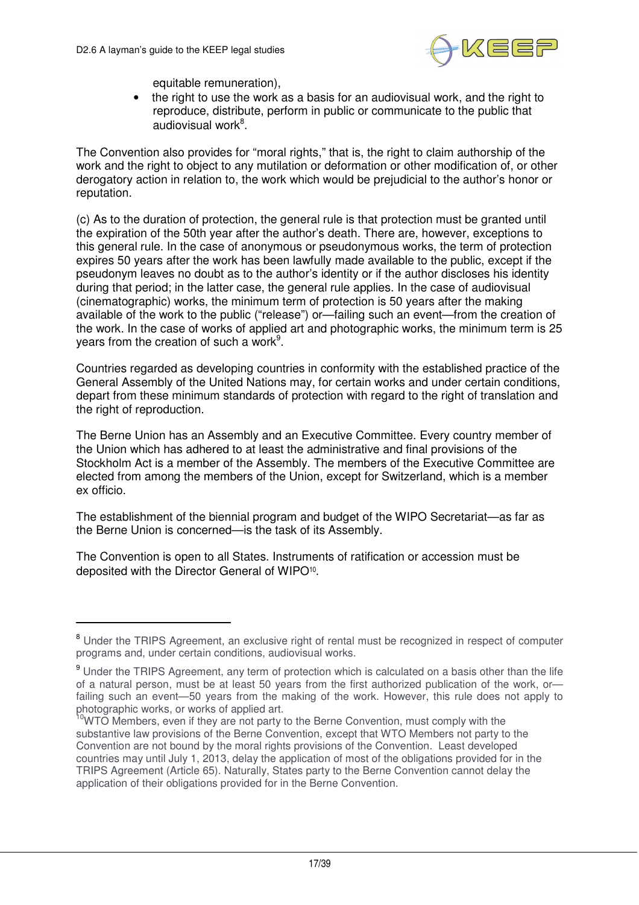equitable remuneration),

- the right to use the work as a basis for an audiovisual work, and the right to reproduce, distribute, perform in public or communicate to the public that audiovisual work[8].

The Convention also provides for "moral rights," that is, the right to claim authorship of the work and the right to object to any mutilation or deformation or other modification of, or other derogatory action in relation to, the work which would be prejudicial to the author's honor or reputation.

(c) As to the duration of protection, the general rule is that protection must be granted until the expiration of the 50th year after the author's death. There are, however, exceptions to this general rule. In the case of anonymous or pseudonymous works, the term of protection expires 50 years after the work has been lawfully made available to the public, except if the pseudonym leaves no doubt as to the author's identity or if the author discloses his identity during that period; in the latter case, the general rule applies. In the case of audiovisual (cinematographic) works, the minimum term of protection is 50 years after the making available of the work to the public ("release") or—failing such an event—from the creation of the work. In the case of works of applied art and photographic works, the minimum term is 25 years from the creation of such a work[9].

Countries regarded as developing countries in conformity with the established practice of the General Assembly of the United Nations may, for certain works and under certain conditions, depart from these minimum standards of protection with regard to the right of translation and the right of reproduction.

The Berne Union has an Assembly and an Executive Committee. Every country member of the Union which has adhered to at least the administrative and final provisions of the Stockholm Act is a member of the Assembly. The members of the Executive Committee are elected from among the members of the Union, except for Switzerland, which is a member ex officio.

The establishment of the biennial program and budget of the WIPO Secretariat—as far as the Berne Union is concerned—is the task of its Assembly.

The Convention is open to all States. Instruments of ratification or accession must be deposited with the Director General of WIPO[10].

---

[8] Under the TRIPS Agreement, an exclusive right of rental must be recognized in respect of computer programs and, under certain conditions, audiovisual works.

[9] Under the TRIPS Agreement, any term of protection which is calculated on a basis other than the life of a natural person, must be at least 50 years from the first authorized publication of the work, or—failing such an event—50 years from the making of the work. However, this rule does not apply to photographic works, or works of applied art.

[10] WTO Members, even if they are not party to the Berne Convention, must comply with the substantive law provisions of the Berne Convention, except that WTO Members not party to the Convention are not bound by the moral rights provisions of the Convention. Least developed countries may until July 1, 2013, delay the application of most of the obligations provided for in the TRIPS Agreement (Article 65). Naturally, States party to the Berne Convention cannot delay the application of their obligations provided for in the Berne Convention.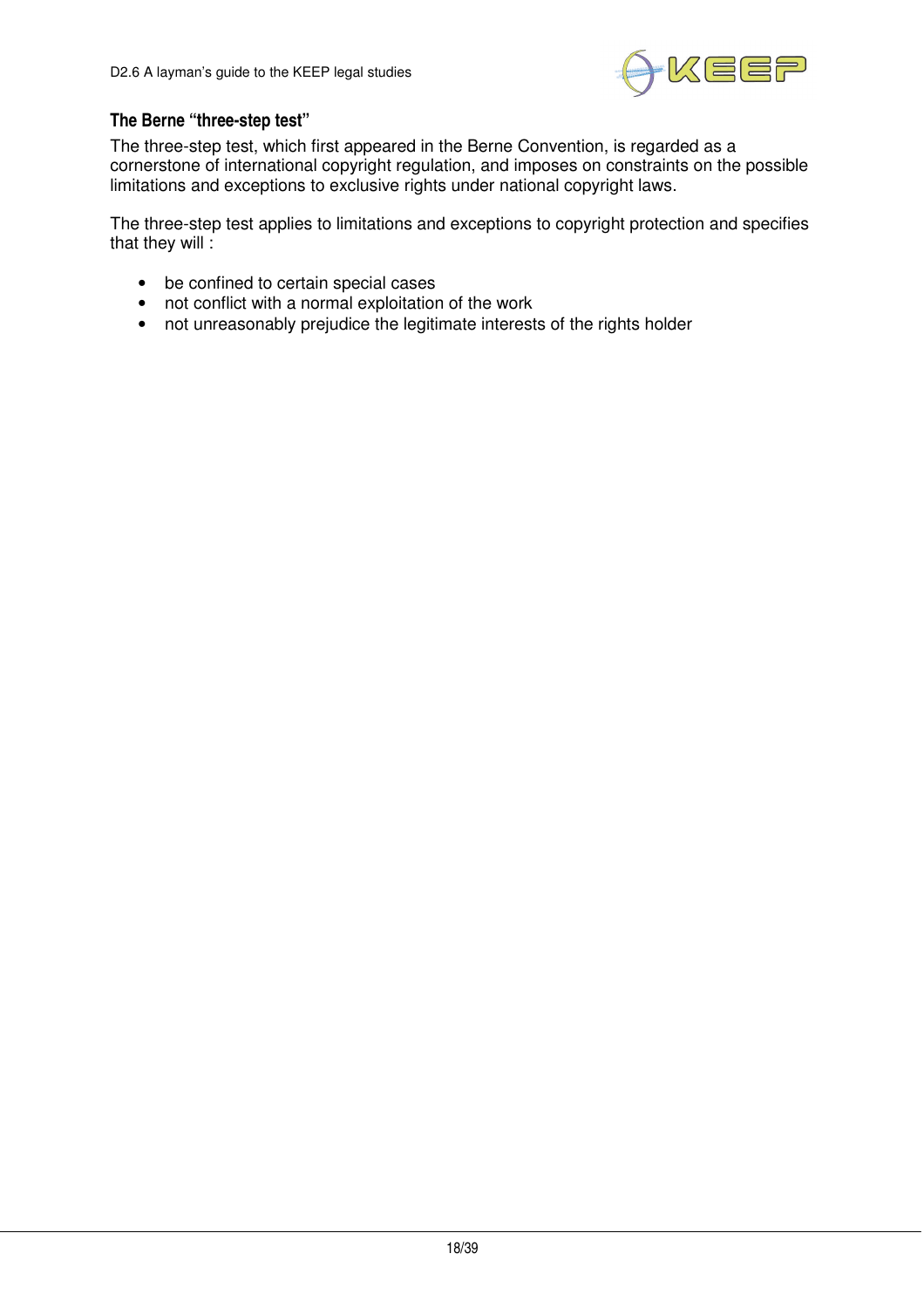### The Berne "three-step test"

The three-step test, which first appeared in the Berne Convention, is regarded as a cornerstone of international copyright regulation, and imposes on constraints on the possible limitations and exceptions to exclusive rights under national copyright laws.

The three-step test applies to limitations and exceptions to copyright protection and specifies that they will :

- be confined to certain special cases
- not conflict with a normal exploitation of the work
- not unreasonably prejudice the legitimate interests of the rights holder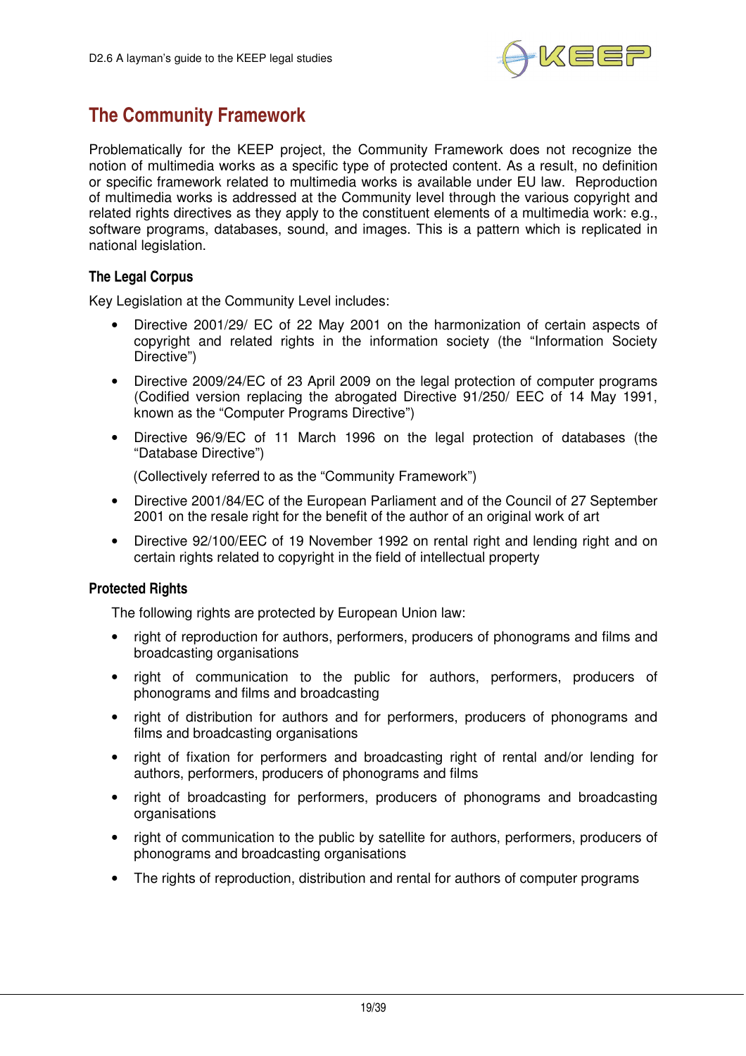## The Community Framework

Problematically for the KEEP project, the Community Framework does not recognize the notion of multimedia works as a specific type of protected content. As a result, no definition or specific framework related to multimedia works is available under EU law. Reproduction of multimedia works is addressed at the Community level through the various copyright and related rights directives as they apply to the constituent elements of a multimedia work: e.g., software programs, databases, sound, and images. This is a pattern which is replicated in national legislation.

### The Legal Corpus

Key Legislation at the Community Level includes:

- Directive 2001/29/ EC of 22 May 2001 on the harmonization of certain aspects of copyright and related rights in the information society (the "Information Society Directive")
- Directive 2009/24/EC of 23 April 2009 on the legal protection of computer programs (Codified version replacing the abrogated Directive 91/250/ EEC of 14 May 1991, known as the "Computer Programs Directive")
- Directive 96/9/EC of 11 March 1996 on the legal protection of databases (the "Database Directive")

  (Collectively referred to as the "Community Framework")

- Directive 2001/84/EC of the European Parliament and of the Council of 27 September 2001 on the resale right for the benefit of the author of an original work of art
- Directive 92/100/EEC of 19 November 1992 on rental right and lending right and on certain rights related to copyright in the field of intellectual property

### Protected Rights

The following rights are protected by European Union law:

- right of reproduction for authors, performers, producers of phonograms and films and broadcasting organisations
- right of communication to the public for authors, performers, producers of phonograms and films and broadcasting
- right of distribution for authors and for performers, producers of phonograms and films and broadcasting organisations
- right of fixation for performers and broadcasting right of rental and/or lending for authors, performers, producers of phonograms and films
- right of broadcasting for performers, producers of phonograms and broadcasting organisations
- right of communication to the public by satellite for authors, performers, producers of phonograms and broadcasting organisations
- The rights of reproduction, distribution and rental for authors of computer programs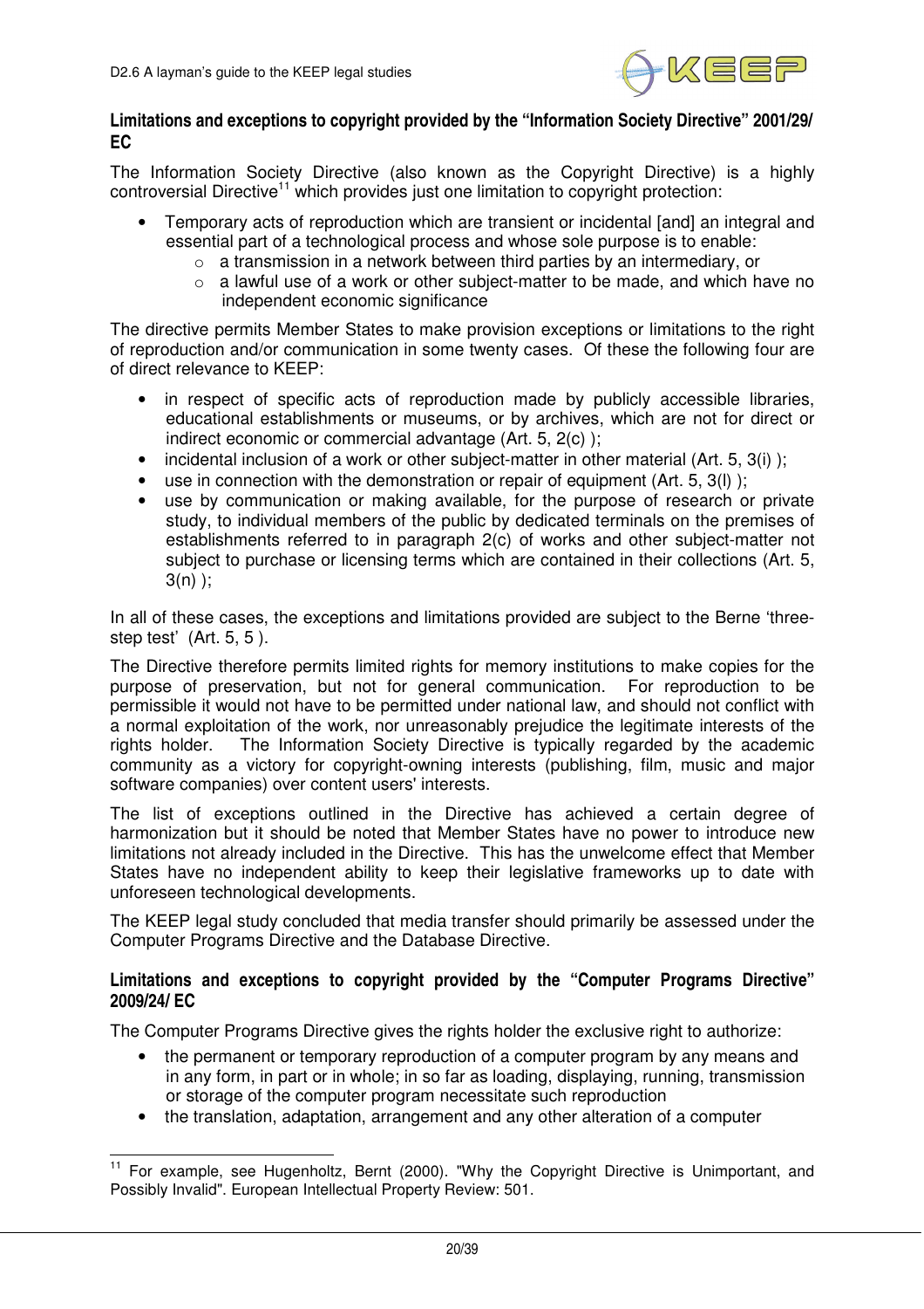## Limitations and exceptions to copyright provided by the "Information Society Directive" 2001/29/ EC

The Information Society Directive (also known as the Copyright Directive) is a highly controversial Directive[11] which provides just one limitation to copyright protection:

- Temporary acts of reproduction which are transient or incidental [and] an integral and essential part of a technological process and whose sole purpose is to enable:
    - a transmission in a network between third parties by an intermediary, or
    - a lawful use of a work or other subject-matter to be made, and which have no independent economic significance

The directive permits Member States to make provision exceptions or limitations to the right of reproduction and/or communication in some twenty cases. Of these the following four are of direct relevance to KEEP:

- in respect of specific acts of reproduction made by publicly accessible libraries, educational establishments or museums, or by archives, which are not for direct or indirect economic or commercial advantage (Art. 5, 2(c) );
- incidental inclusion of a work or other subject-matter in other material (Art. 5, 3(i) );
- use in connection with the demonstration or repair of equipment (Art. 5, 3(l) );
- use by communication or making available, for the purpose of research or private study, to individual members of the public by dedicated terminals on the premises of establishments referred to in paragraph 2(c) of works and other subject-matter not subject to purchase or licensing terms which are contained in their collections (Art. 5, 3(n) );

In all of these cases, the exceptions and limitations provided are subject to the Berne 'three-step test' (Art. 5, 5 ).

The Directive therefore permits limited rights for memory institutions to make copies for the purpose of preservation, but not for general communication. For reproduction to be permissible it would not have to be permitted under national law, and should not conflict with a normal exploitation of the work, nor unreasonably prejudice the legitimate interests of the rights holder. The Information Society Directive is typically regarded by the academic community as a victory for copyright-owning interests (publishing, film, music and major software companies) over content users' interests.

The list of exceptions outlined in the Directive has achieved a certain degree of harmonization but it should be noted that Member States have no power to introduce new limitations not already included in the Directive. This has the unwelcome effect that Member States have no independent ability to keep their legislative frameworks up to date with unforeseen technological developments.

The KEEP legal study concluded that media transfer should primarily be assessed under the Computer Programs Directive and the Database Directive.

## Limitations and exceptions to copyright provided by the "Computer Programs Directive" 2009/24/ EC

The Computer Programs Directive gives the rights holder the exclusive right to authorize:

- the permanent or temporary reproduction of a computer program by any means and in any form, in part or in whole; in so far as loading, displaying, running, transmission or storage of the computer program necessitate such reproduction
- the translation, adaptation, arrangement and any other alteration of a computer

[11] For example, see Hugenholtz, Bernt (2000). "Why the Copyright Directive is Unimportant, and Possibly Invalid". European Intellectual Property Review: 501.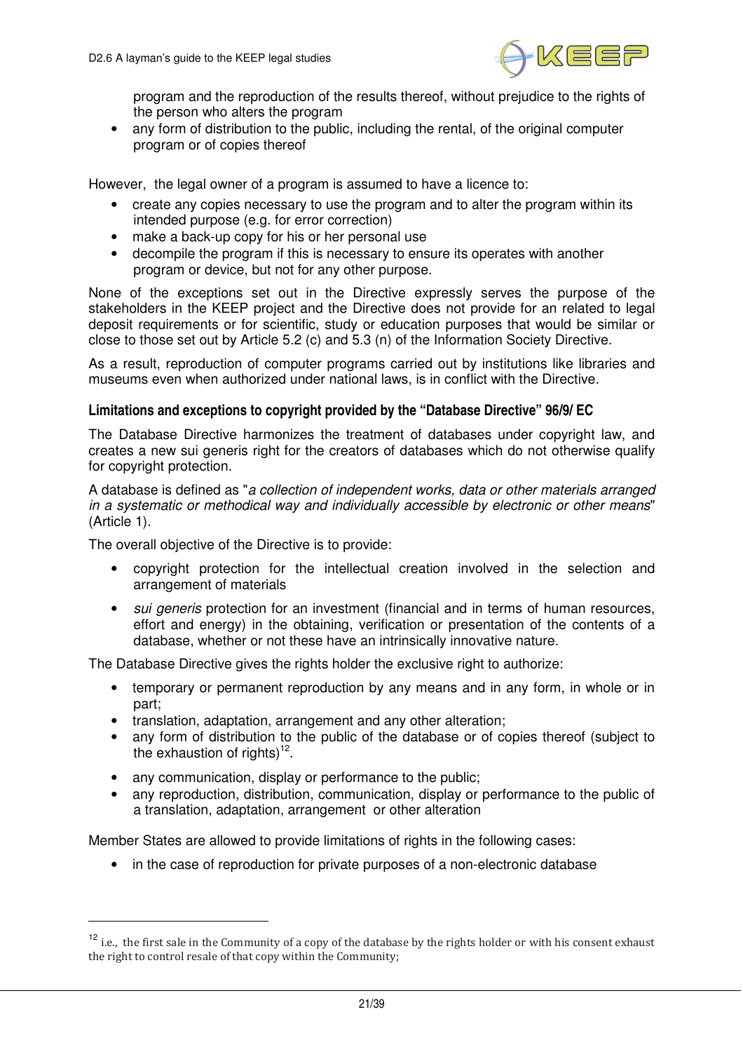program and the reproduction of the results thereof, without prejudice to the rights of the person who alters the program
- any form of distribution to the public, including the rental, of the original computer program or of copies thereof

However, the legal owner of a program is assumed to have a licence to:

- create any copies necessary to use the program and to alter the program within its intended purpose (e.g. for error correction)
- make a back-up copy for his or her personal use
- decompile the program if this is necessary to ensure its operates with another program or device, but not for any other purpose.

None of the exceptions set out in the Directive expressly serves the purpose of the stakeholders in the KEEP project and the Directive does not provide for an related to legal deposit requirements or for scientific, study or education purposes that would be similar or close to those set out by Article 5.2 (c) and 5.3 (n) of the Information Society Directive.

As a result, reproduction of computer programs carried out by institutions like libraries and museums even when authorized under national laws, is in conflict with the Directive.

#### Limitations and exceptions to copyright provided by the "Database Directive" 96/9/ EC

The Database Directive harmonizes the treatment of databases under copyright law, and creates a new sui generis right for the creators of databases which do not otherwise qualify for copyright protection.

A database is defined as "*a collection of independent works, data or other materials arranged in a systematic or methodical way and individually accessible by electronic or other means*" (Article 1).

The overall objective of the Directive is to provide:

- copyright protection for the intellectual creation involved in the selection and arrangement of materials
- *sui generis* protection for an investment (financial and in terms of human resources, effort and energy) in the obtaining, verification or presentation of the contents of a database, whether or not these have an intrinsically innovative nature.

The Database Directive gives the rights holder the exclusive right to authorize:

- temporary or permanent reproduction by any means and in any form, in whole or in part;
- translation, adaptation, arrangement and any other alteration;
- any form of distribution to the public of the database or of copies thereof (subject to the exhaustion of rights)[12].
- any communication, display or performance to the public;
- any reproduction, distribution, communication, display or performance to the public of a translation, adaptation, arrangement or other alteration

Member States are allowed to provide limitations of rights in the following cases:

- in the case of reproduction for private purposes of a non-electronic database

[12] i.e., the first sale in the Community of a copy of the database by the rights holder or with his consent exhaust the right to control resale of that copy within the Community;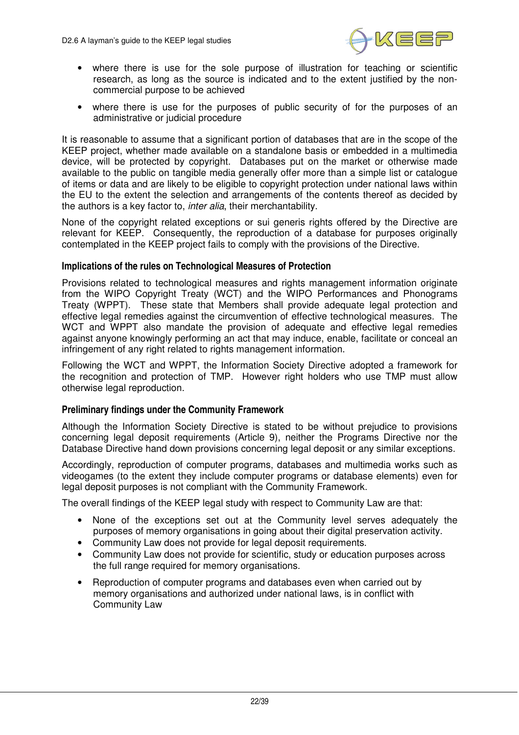- where there is use for the sole purpose of illustration for teaching or scientific research, as long as the source is indicated and to the extent justified by the non-commercial purpose to be achieved
- where there is use for the purposes of public security of for the purposes of an administrative or judicial procedure

It is reasonable to assume that a significant portion of databases that are in the scope of the KEEP project, whether made available on a standalone basis or embedded in a multimedia device, will be protected by copyright. Databases put on the market or otherwise made available to the public on tangible media generally offer more than a simple list or catalogue of items or data and are likely to be eligible to copyright protection under national laws within the EU to the extent the selection and arrangements of the contents thereof as decided by the authors is a key factor to, *inter alia*, their merchantability.

None of the copyright related exceptions or sui generis rights offered by the Directive are relevant for KEEP. Consequently, the reproduction of a database for purposes originally contemplated in the KEEP project fails to comply with the provisions of the Directive.

### Implications of the rules on Technological Measures of Protection

Provisions related to technological measures and rights management information originate from the WIPO Copyright Treaty (WCT) and the WIPO Performances and Phonograms Treaty (WPPT). These state that Members shall provide adequate legal protection and effective legal remedies against the circumvention of effective technological measures. The WCT and WPPT also mandate the provision of adequate and effective legal remedies against anyone knowingly performing an act that may induce, enable, facilitate or conceal an infringement of any right related to rights management information.

Following the WCT and WPPT, the Information Society Directive adopted a framework for the recognition and protection of TMP. However right holders who use TMP must allow otherwise legal reproduction.

### Preliminary findings under the Community Framework

Although the Information Society Directive is stated to be without prejudice to provisions concerning legal deposit requirements (Article 9), neither the Programs Directive nor the Database Directive hand down provisions concerning legal deposit or any similar exceptions.

Accordingly, reproduction of computer programs, databases and multimedia works such as videogames (to the extent they include computer programs or database elements) even for legal deposit purposes is not compliant with the Community Framework.

The overall findings of the KEEP legal study with respect to Community Law are that:

- None of the exceptions set out at the Community level serves adequately the purposes of memory organisations in going about their digital preservation activity.
- Community Law does not provide for legal deposit requirements.
- Community Law does not provide for scientific, study or education purposes across the full range required for memory organisations.
- Reproduction of computer programs and databases even when carried out by memory organisations and authorized under national laws, is in conflict with Community Law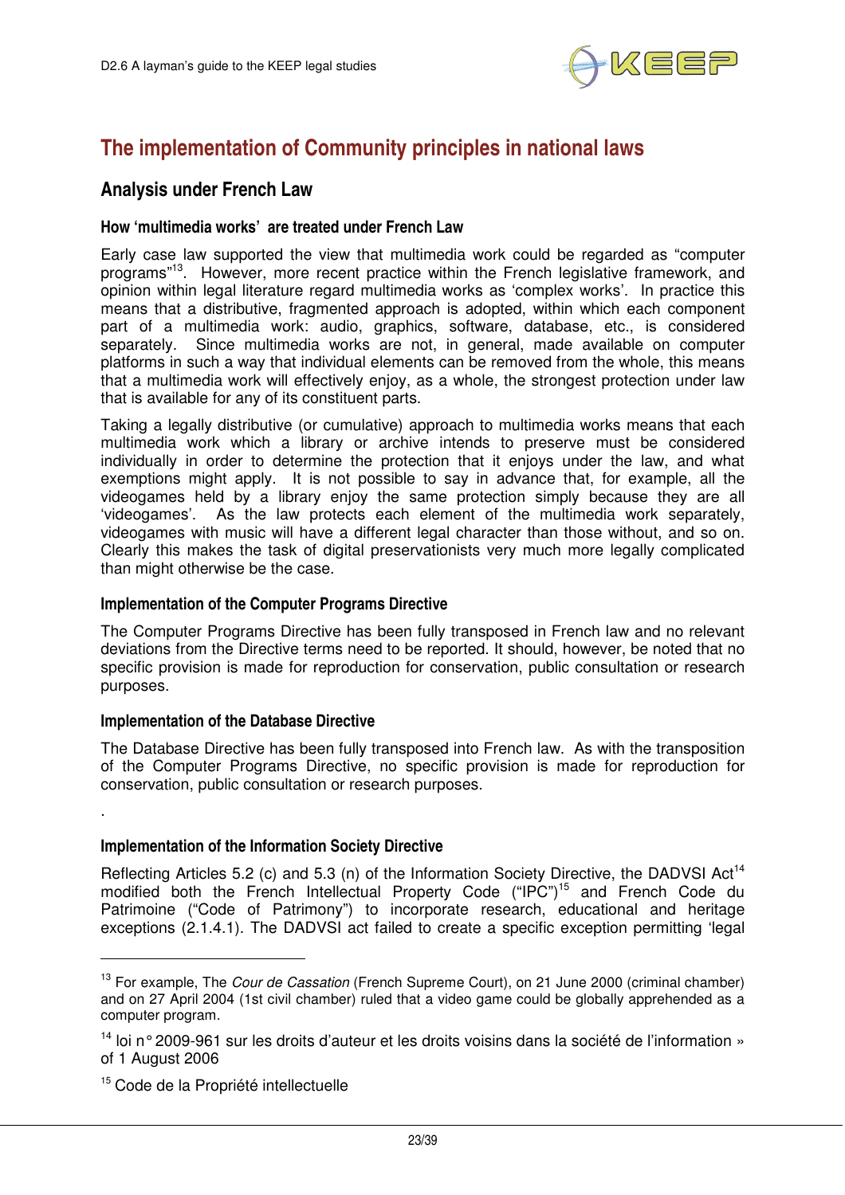# The implementation of Community principles in national laws

## Analysis under French Law

### How 'multimedia works' are treated under French Law

Early case law supported the view that multimedia work could be regarded as "computer programs"[13]. However, more recent practice within the French legislative framework, and opinion within legal literature regard multimedia works as 'complex works'. In practice this means that a distributive, fragmented approach is adopted, within which each component part of a multimedia work: audio, graphics, software, database, etc., is considered separately. Since multimedia works are not, in general, made available on computer platforms in such a way that individual elements can be removed from the whole, this means that a multimedia work will effectively enjoy, as a whole, the strongest protection under law that is available for any of its constituent parts.

Taking a legally distributive (or cumulative) approach to multimedia works means that each multimedia work which a library or archive intends to preserve must be considered individually in order to determine the protection that it enjoys under the law, and what exemptions might apply. It is not possible to say in advance that, for example, all the videogames held by a library enjoy the same protection simply because they are all 'videogames'. As the law protects each element of the multimedia work separately, videogames with music will have a different legal character than those without, and so on. Clearly this makes the task of digital preservationists very much more legally complicated than might otherwise be the case.

### Implementation of the Computer Programs Directive

The Computer Programs Directive has been fully transposed in French law and no relevant deviations from the Directive terms need to be reported. It should, however, be noted that no specific provision is made for reproduction for conservation, public consultation or research purposes.

### Implementation of the Database Directive

The Database Directive has been fully transposed into French law. As with the transposition of the Computer Programs Directive, no specific provision is made for reproduction for conservation, public consultation or research purposes.

.

### Implementation of the Information Society Directive

Reflecting Articles 5.2 (c) and 5.3 (n) of the Information Society Directive, the DADVSI Act[14] modified both the French Intellectual Property Code ("IPC")[15] and French Code du Patrimoine ("Code of Patrimony") to incorporate research, educational and heritage exceptions (2.1.4.1). The DADVSI act failed to create a specific exception permitting 'legal

---

[13] For example, The *Cour de Cassation* (French Supreme Court), on 21 June 2000 (criminal chamber) and on 27 April 2004 (1st civil chamber) ruled that a video game could be globally apprehended as a computer program.

[14] loi n° 2009-961 sur les droits d'auteur et les droits voisins dans la société de l'information » of 1 August 2006

[15] Code de la Propriété intellectuelle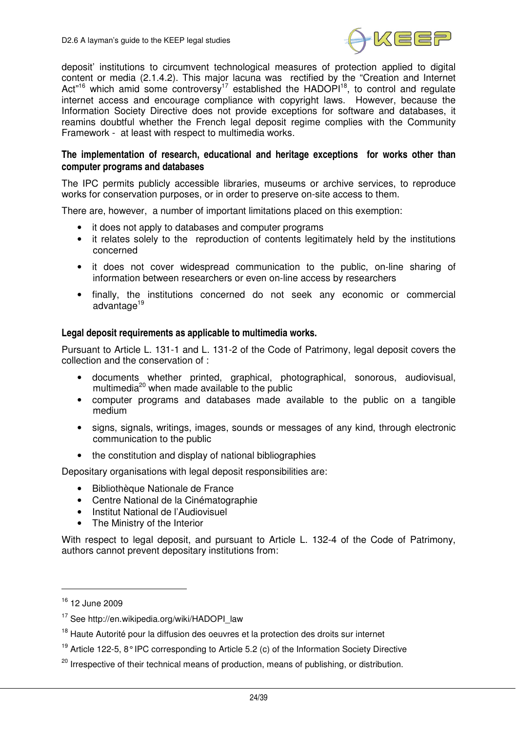deposit' institutions to circumvent technological measures of protection applied to digital content or media (2.1.4.2). This major lacuna was rectified by the "Creation and Internet Act"[16] which amid some controversy[17] established the HADOPI[18], to control and regulate internet access and encourage compliance with copyright laws. However, because the Information Society Directive does not provide exceptions for software and databases, it reamins doubtful whether the French legal deposit regime complies with the Community Framework - at least with respect to multimedia works.

### The implementation of research, educational and heritage exceptions for works other than computer programs and databases

The IPC permits publicly accessible libraries, museums or archive services, to reproduce works for conservation purposes, or in order to preserve on-site access to them.

There are, however, a number of important limitations placed on this exemption:

- it does not apply to databases and computer programs
- it relates solely to the reproduction of contents legitimately held by the institutions concerned
- it does not cover widespread communication to the public, on-line sharing of information between researchers or even on-line access by researchers
- finally, the institutions concerned do not seek any economic or commercial advantage[19]

### Legal deposit requirements as applicable to multimedia works.

Pursuant to Article L. 131-1 and L. 131-2 of the Code of Patrimony, legal deposit covers the collection and the conservation of :

- documents whether printed, graphical, photographical, sonorous, audiovisual, multimedia[20] when made available to the public
- computer programs and databases made available to the public on a tangible medium
- signs, signals, writings, images, sounds or messages of any kind, through electronic communication to the public
- the constitution and display of national bibliographies

Depositary organisations with legal deposit responsibilities are:

- Bibliothèque Nationale de France
- Centre National de la Cinématographie
- Institut National de l'Audiovisuel
- The Ministry of the Interior

With respect to legal deposit, and pursuant to Article L. 132-4 of the Code of Patrimony, authors cannot prevent depositary institutions from:

---

[16] 12 June 2009

[17] See http://en.wikipedia.org/wiki/HADOPI_law

[18] Haute Autorité pour la diffusion des oeuvres et la protection des droits sur internet

[19] Article 122-5, 8° IPC corresponding to Article 5.2 (c) of the Information Society Directive

[20] Irrespective of their technical means of production, means of publishing, or distribution.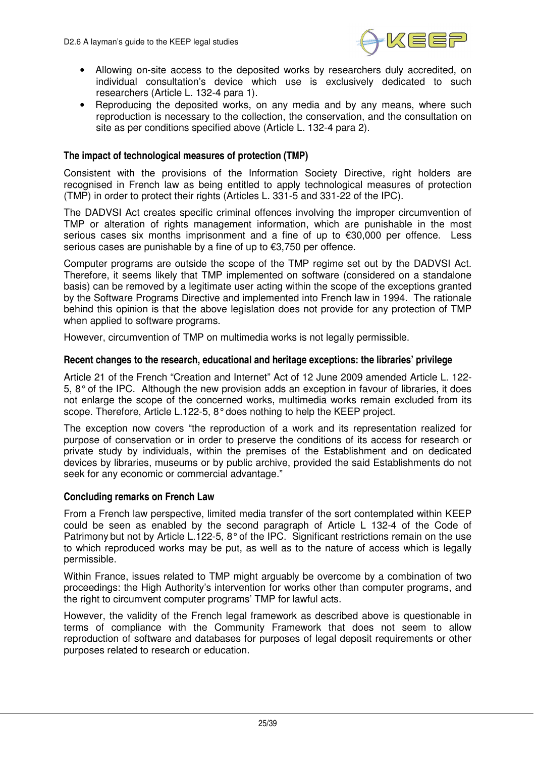- Allowing on-site access to the deposited works by researchers duly accredited, on individual consultation's device which use is exclusively dedicated to such researchers (Article L. 132-4 para 1).
- Reproducing the deposited works, on any media and by any means, where such reproduction is necessary to the collection, the conservation, and the consultation on site as per conditions specified above (Article L. 132-4 para 2).

### The impact of technological measures of protection (TMP)

Consistent with the provisions of the Information Society Directive, right holders are recognised in French law as being entitled to apply technological measures of protection (TMP) in order to protect their rights (Articles L. 331-5 and 331-22 of the IPC).

The DADVSI Act creates specific criminal offences involving the improper circumvention of TMP or alteration of rights management information, which are punishable in the most serious cases six months imprisonment and a fine of up to €30,000 per offence. Less serious cases are punishable by a fine of up to €3,750 per offence.

Computer programs are outside the scope of the TMP regime set out by the DADVSI Act. Therefore, it seems likely that TMP implemented on software (considered on a standalone basis) can be removed by a legitimate user acting within the scope of the exceptions granted by the Software Programs Directive and implemented into French law in 1994. The rationale behind this opinion is that the above legislation does not provide for any protection of TMP when applied to software programs.

However, circumvention of TMP on multimedia works is not legally permissible.

### Recent changes to the research, educational and heritage exceptions: the libraries' privilege

Article 21 of the French "Creation and Internet" Act of 12 June 2009 amended Article L. 122-5, 8° of the IPC. Although the new provision adds an exception in favour of libraries, it does not enlarge the scope of the concerned works, multimedia works remain excluded from its scope. Therefore, Article L.122-5, 8° does nothing to help the KEEP project.

The exception now covers "the reproduction of a work and its representation realized for purpose of conservation or in order to preserve the conditions of its access for research or private study by individuals, within the premises of the Establishment and on dedicated devices by libraries, museums or by public archive, provided the said Establishments do not seek for any economic or commercial advantage."

### Concluding remarks on French Law

From a French law perspective, limited media transfer of the sort contemplated within KEEP could be seen as enabled by the second paragraph of Article L 132-4 of the Code of Patrimony but not by Article L.122-5, 8° of the IPC. Significant restrictions remain on the use to which reproduced works may be put, as well as to the nature of access which is legally permissible.

Within France, issues related to TMP might arguably be overcome by a combination of two proceedings: the High Authority's intervention for works other than computer programs, and the right to circumvent computer programs' TMP for lawful acts.

However, the validity of the French legal framework as described above is questionable in terms of compliance with the Community Framework that does not seem to allow reproduction of software and databases for purposes of legal deposit requirements or other purposes related to research or education.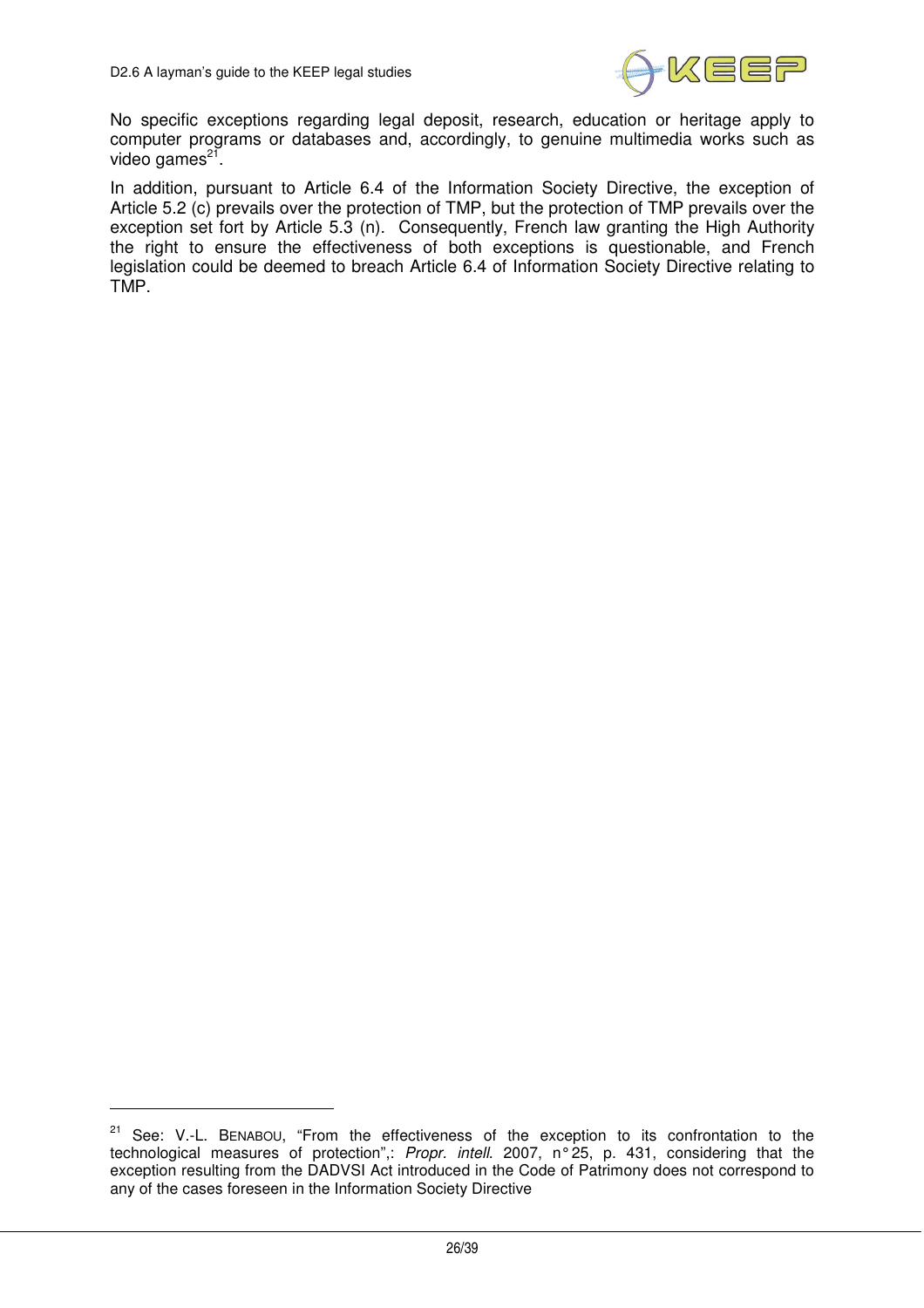No specific exceptions regarding legal deposit, research, education or heritage apply to computer programs or databases and, accordingly, to genuine multimedia works such as video games[21].

In addition, pursuant to Article 6.4 of the Information Society Directive, the exception of Article 5.2 (c) prevails over the protection of TMP, but the protection of TMP prevails over the exception set fort by Article 5.3 (n). Consequently, French law granting the High Authority the right to ensure the effectiveness of both exceptions is questionable, and French legislation could be deemed to breach Article 6.4 of Information Society Directive relating to TMP.

---

[21] See: V.-L. BENABOU, "From the effectiveness of the exception to its confrontation to the technological measures of protection",: *Propr. intell*. 2007, n° 25, p. 431, considering that the exception resulting from the DADVSI Act introduced in the Code of Patrimony does not correspond to any of the cases foreseen in the Information Society Directive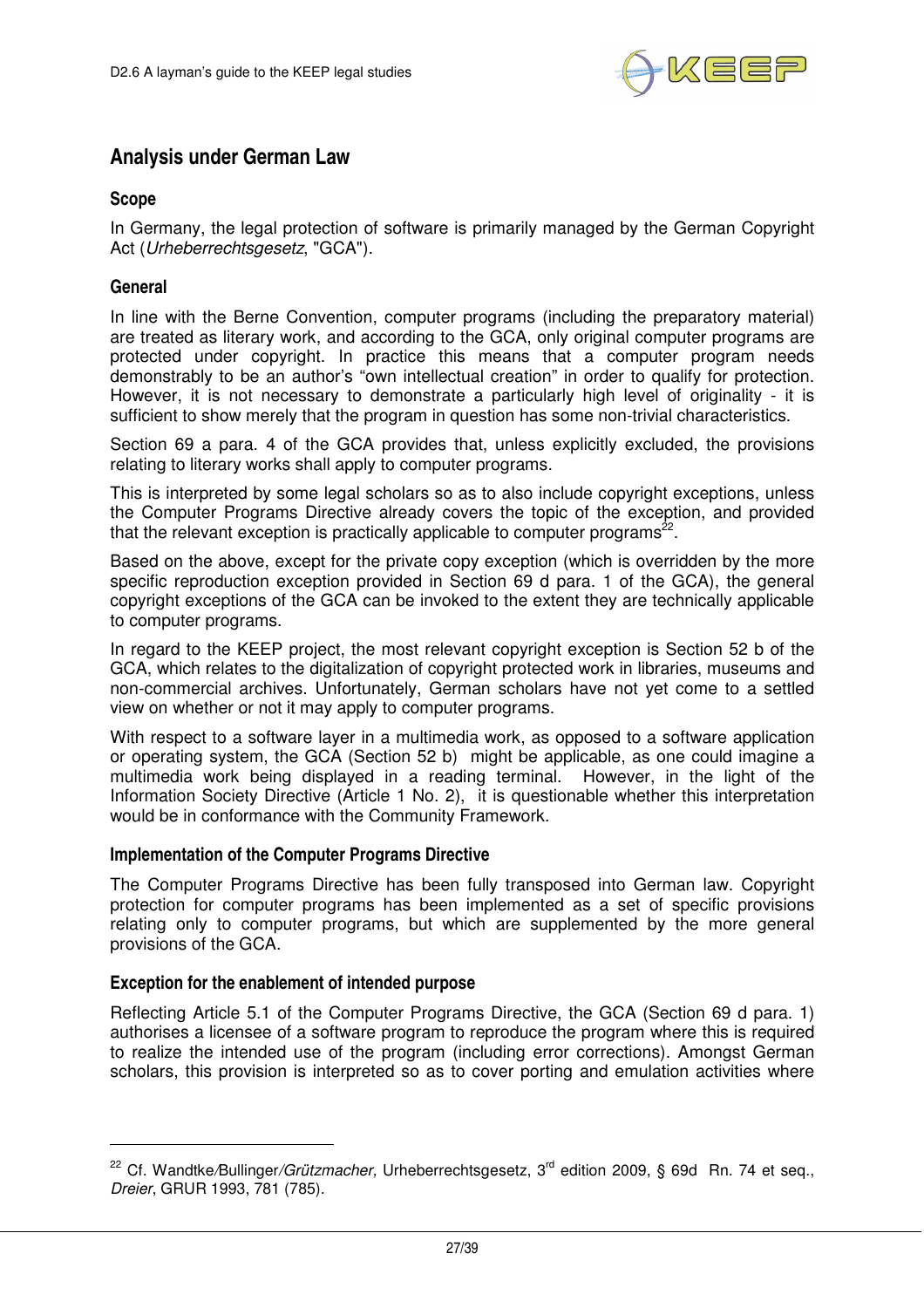## Analysis under German Law

### Scope

In Germany, the legal protection of software is primarily managed by the German Copyright Act (*Urheberrechtsgesetz*, "GCA").

### General

In line with the Berne Convention, computer programs (including the preparatory material) are treated as literary work, and according to the GCA, only original computer programs are protected under copyright. In practice this means that a computer program needs demonstrably to be an author's "own intellectual creation" in order to qualify for protection. However, it is not necessary to demonstrate a particularly high level of originality - it is sufficient to show merely that the program in question has some non-trivial characteristics.

Section 69 a para. 4 of the GCA provides that, unless explicitly excluded, the provisions relating to literary works shall apply to computer programs.

This is interpreted by some legal scholars so as to also include copyright exceptions, unless the Computer Programs Directive already covers the topic of the exception, and provided that the relevant exception is practically applicable to computer programs[22].

Based on the above, except for the private copy exception (which is overridden by the more specific reproduction exception provided in Section 69 d para. 1 of the GCA), the general copyright exceptions of the GCA can be invoked to the extent they are technically applicable to computer programs.

In regard to the KEEP project, the most relevant copyright exception is Section 52 b of the GCA, which relates to the digitalization of copyright protected work in libraries, museums and non-commercial archives. Unfortunately, German scholars have not yet come to a settled view on whether or not it may apply to computer programs.

With respect to a software layer in a multimedia work, as opposed to a software application or operating system, the GCA (Section 52 b) might be applicable, as one could imagine a multimedia work being displayed in a reading terminal. However, in the light of the Information Society Directive (Article 1 No. 2), it is questionable whether this interpretation would be in conformance with the Community Framework.

### Implementation of the Computer Programs Directive

The Computer Programs Directive has been fully transposed into German law. Copyright protection for computer programs has been implemented as a set of specific provisions relating only to computer programs, but which are supplemented by the more general provisions of the GCA.

### Exception for the enablement of intended purpose

Reflecting Article 5.1 of the Computer Programs Directive, the GCA (Section 69 d para. 1) authorises a licensee of a software program to reproduce the program where this is required to realize the intended use of the program (including error corrections). Amongst German scholars, this provision is interpreted so as to cover porting and emulation activities where

---

[22] Cf. Wandtke/Bullinger/*Grützmacher,* Urheberrechtsgesetz, 3rd edition 2009, § 69d Rn. 74 et seq., *Dreier*, GRUR 1993, 781 (785).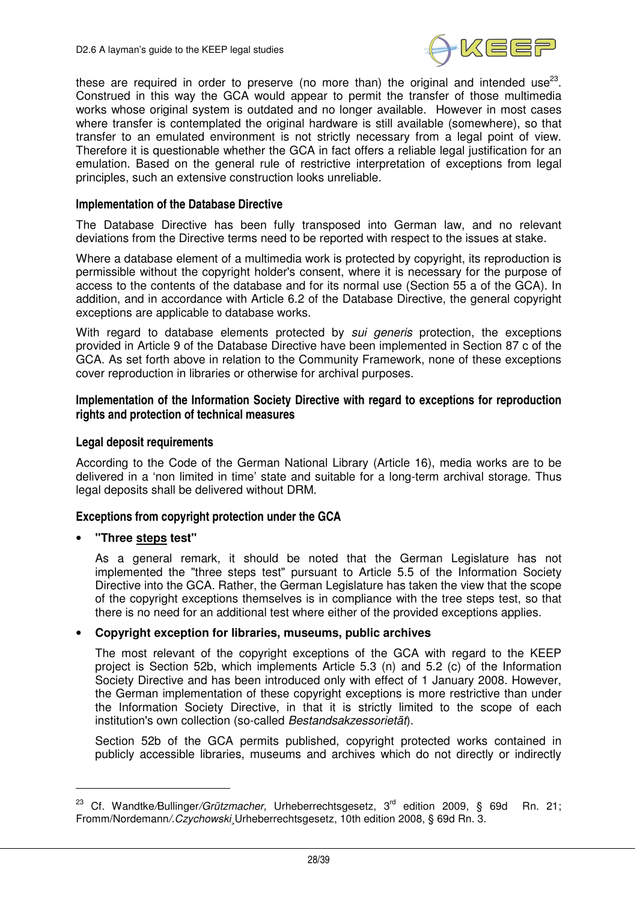these are required in order to preserve (no more than) the original and intended use[23]. Construed in this way the GCA would appear to permit the transfer of those multimedia works whose original system is outdated and no longer available. However in most cases where transfer is contemplated the original hardware is still available (somewhere), so that transfer to an emulated environment is not strictly necessary from a legal point of view. Therefore it is questionable whether the GCA in fact offers a reliable legal justification for an emulation. Based on the general rule of restrictive interpretation of exceptions from legal principles, such an extensive construction looks unreliable.

#### Implementation of the Database Directive

The Database Directive has been fully transposed into German law, and no relevant deviations from the Directive terms need to be reported with respect to the issues at stake.

Where a database element of a multimedia work is protected by copyright, its reproduction is permissible without the copyright holder's consent, where it is necessary for the purpose of access to the contents of the database and for its normal use (Section 55 a of the GCA). In addition, and in accordance with Article 6.2 of the Database Directive, the general copyright exceptions are applicable to database works.

With regard to database elements protected by *sui generis* protection, the exceptions provided in Article 9 of the Database Directive have been implemented in Section 87 c of the GCA. As set forth above in relation to the Community Framework, none of these exceptions cover reproduction in libraries or otherwise for archival purposes.

#### Implementation of the Information Society Directive with regard to exceptions for reproduction rights and protection of technical measures

#### Legal deposit requirements

According to the Code of the German National Library (Article 16), media works are to be delivered in a 'non limited in time' state and suitable for a long-term archival storage. Thus legal deposits shall be delivered without DRM.

#### Exceptions from copyright protection under the GCA

- **"Three steps test"**

  As a general remark, it should be noted that the German Legislature has not implemented the "three steps test" pursuant to Article 5.5 of the Information Society Directive into the GCA. Rather, the German Legislature has taken the view that the scope of the copyright exceptions themselves is in compliance with the tree steps test, so that there is no need for an additional test where either of the provided exceptions applies.

- **Copyright exception for libraries, museums, public archives**

  The most relevant of the copyright exceptions of the GCA with regard to the KEEP project is Section 52b, which implements Article 5.3 (n) and 5.2 (c) of the Information Society Directive and has been introduced only with effect of 1 January 2008. However, the German implementation of these copyright exceptions is more restrictive than under the Information Society Directive, in that it is strictly limited to the scope of each institution's own collection (so-called *Bestandsakzessorietät*).

  Section 52b of the GCA permits published, copyright protected works contained in publicly accessible libraries, museums and archives which do not directly or indirectly

---

[23] Cf. Wandtke/Bullinger/*Grützmacher,* Urheberrechtsgesetz, 3rd edition 2009, § 69d Rn. 21; Fromm/Nordemann/.*Czychowski*¸Urheberrechtsgesetz, 10th edition 2008, § 69d Rn. 3.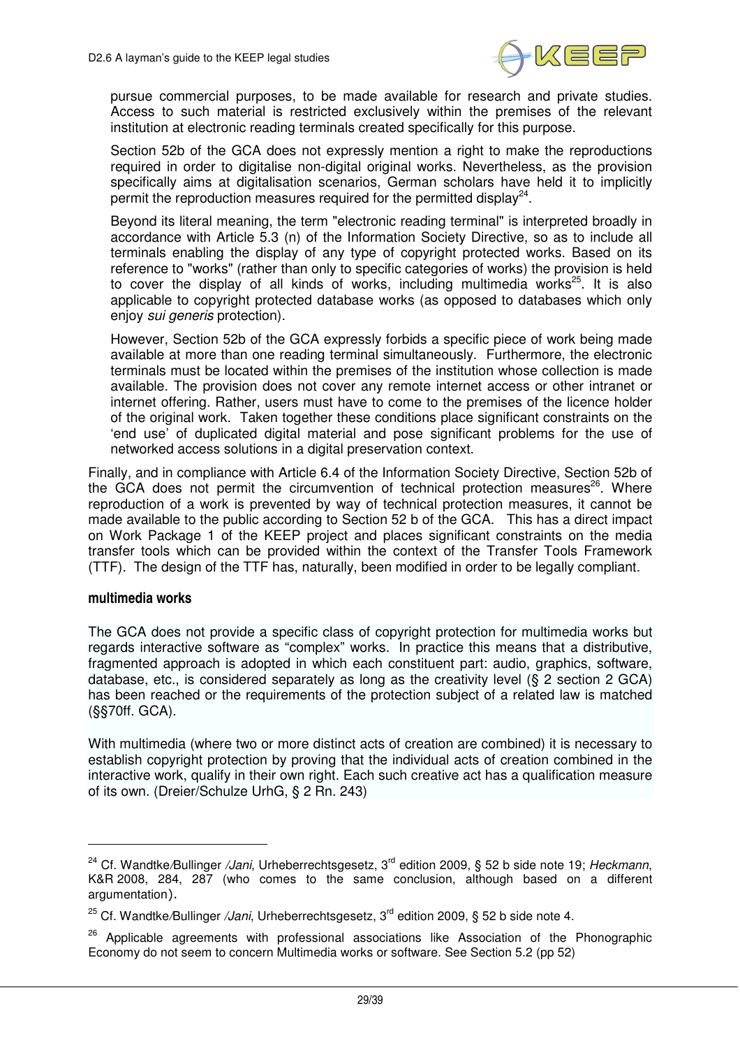pursue commercial purposes, to be made available for research and private studies. Access to such material is restricted exclusively within the premises of the relevant institution at electronic reading terminals created specifically for this purpose.

Section 52b of the GCA does not expressly mention a right to make the reproductions required in order to digitalise non-digital original works. Nevertheless, as the provision specifically aims at digitalisation scenarios, German scholars have held it to implicitly permit the reproduction measures required for the permitted display[24].

Beyond its literal meaning, the term "electronic reading terminal" is interpreted broadly in accordance with Article 5.3 (n) of the Information Society Directive, so as to include all terminals enabling the display of any type of copyright protected works. Based on its reference to "works" (rather than only to specific categories of works) the provision is held to cover the display of all kinds of works, including multimedia works[25]. It is also applicable to copyright protected database works (as opposed to databases which only enjoy *sui generis* protection).

However, Section 52b of the GCA expressly forbids a specific piece of work being made available at more than one reading terminal simultaneously. Furthermore, the electronic terminals must be located within the premises of the institution whose collection is made available. The provision does not cover any remote internet access or other intranet or internet offering. Rather, users must have to come to the premises of the licence holder of the original work. Taken together these conditions place significant constraints on the 'end use' of duplicated digital material and pose significant problems for the use of networked access solutions in a digital preservation context.

Finally, and in compliance with Article 6.4 of the Information Society Directive, Section 52b of the GCA does not permit the circumvention of technical protection measures[26]. Where reproduction of a work is prevented by way of technical protection measures, it cannot be made available to the public according to Section 52 b of the GCA. This has a direct impact on Work Package 1 of the KEEP project and places significant constraints on the media transfer tools which can be provided within the context of the Transfer Tools Framework (TTF). The design of the TTF has, naturally, been modified in order to be legally compliant.

### multimedia works

The GCA does not provide a specific class of copyright protection for multimedia works but regards interactive software as "complex" works. In practice this means that a distributive, fragmented approach is adopted in which each constituent part: audio, graphics, software, database, etc., is considered separately as long as the creativity level (§ 2 section 2 GCA) has been reached or the requirements of the protection subject of a related law is matched (§§70ff. GCA).

With multimedia (where two or more distinct acts of creation are combined) it is necessary to establish copyright protection by proving that the individual acts of creation combined in the interactive work, qualify in their own right. Each such creative act has a qualification measure of its own. (Dreier/Schulze UrhG, § 2 Rn. 243)

---

[24] Cf. Wandtke/Bullinger /*Jani*, Urheberrechtsgesetz, 3rd edition 2009, § 52 b side note 19; *Heckmann*, K&R 2008, 284, 287 (who comes to the same conclusion, although based on a different argumentation).

[25] Cf. Wandtke/Bullinger /*Jani*, Urheberrechtsgesetz, 3rd edition 2009, § 52 b side note 4.

[26] Applicable agreements with professional associations like Association of the Phonographic Economy do not seem to concern Multimedia works or software. See Section 5.2 (pp 52)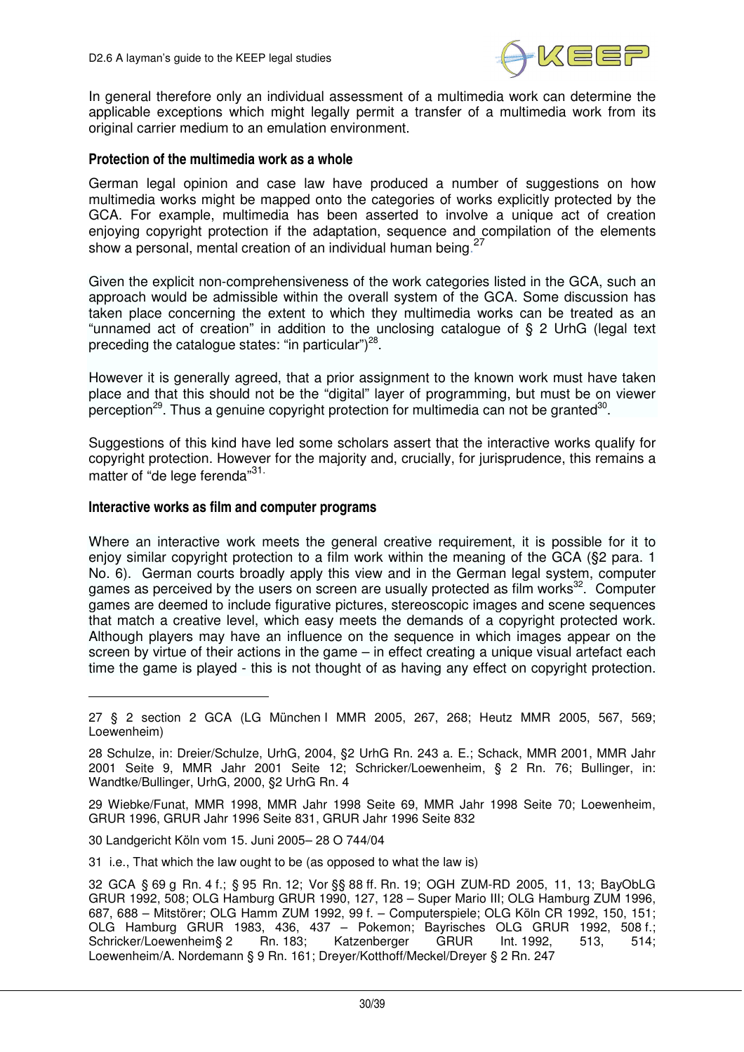In general therefore only an individual assessment of a multimedia work can determine the applicable exceptions which might legally permit a transfer of a multimedia work from its original carrier medium to an emulation environment.

### Protection of the multimedia work as a whole

German legal opinion and case law have produced a number of suggestions on how multimedia works might be mapped onto the categories of works explicitly protected by the GCA. For example, multimedia has been asserted to involve a unique act of creation enjoying copyright protection if the adaptation, sequence and compilation of the elements show a personal, mental creation of an individual human being.[27]

Given the explicit non-comprehensiveness of the work categories listed in the GCA, such an approach would be admissible within the overall system of the GCA. Some discussion has taken place concerning the extent to which they multimedia works can be treated as an "unnamed act of creation" in addition to the unclosing catalogue of § 2 UrhG (legal text preceding the catalogue states: "in particular")[28].

However it is generally agreed, that a prior assignment to the known work must have taken place and that this should not be the "digital" layer of programming, but must be on viewer perception[29]. Thus a genuine copyright protection for multimedia can not be granted[30].

Suggestions of this kind have led some scholars assert that the interactive works qualify for copyright protection. However for the majority and, crucially, for jurisprudence, this remains a matter of "de lege ferenda"[31].

### Interactive works as film and computer programs

Where an interactive work meets the general creative requirement, it is possible for it to enjoy similar copyright protection to a film work within the meaning of the GCA (§2 para. 1 No. 6). German courts broadly apply this view and in the German legal system, computer games as perceived by the users on screen are usually protected as film works[32]. Computer games are deemed to include figurative pictures, stereoscopic images and scene sequences that match a creative level, which easy meets the demands of a copyright protected work. Although players may have an influence on the sequence in which images appear on the screen by virtue of their actions in the game – in effect creating a unique visual artefact each time the game is played - this is not thought of as having any effect on copyright protection.

---

27 § 2 section 2 GCA (LG München I MMR 2005, 267, 268; Heutz MMR 2005, 567, 569; Loewenheim)

28 Schulze, in: Dreier/Schulze, UrhG, 2004, §2 UrhG Rn. 243 a. E.; Schack, MMR 2001, MMR Jahr 2001 Seite 9, MMR Jahr 2001 Seite 12; Schricker/Loewenheim, § 2 Rn. 76; Bullinger, in: Wandtke/Bullinger, UrhG, 2000, §2 UrhG Rn. 4

29 Wiebke/Funat, MMR 1998, MMR Jahr 1998 Seite 69, MMR Jahr 1998 Seite 70; Loewenheim, GRUR 1996, GRUR Jahr 1996 Seite 831, GRUR Jahr 1996 Seite 832

30 Landgericht Köln vom 15. Juni 2005– 28 O 744/04

31 i.e., That which the law ought to be (as opposed to what the law is)

32 GCA § 69 g Rn. 4 f.; § 95 Rn. 12; Vor §§ 88 ff. Rn. 19; OGH ZUM-RD 2005, 11, 13; BayObLG GRUR 1992, 508; OLG Hamburg GRUR 1990, 127, 128 – Super Mario III; OLG Hamburg ZUM 1996, 687, 688 – Mitstörer; OLG Hamm ZUM 1992, 99 f. – Computerspiele; OLG Köln CR 1992, 150, 151; OLG Hamburg GRUR 1983, 436, 437 – Pokemon; Bayrisches OLG GRUR 1992, 508 f.; Schricker/Loewenheim§ 2 Rn. 183; Katzenberger GRUR Int. 1992, 513, 514; Loewenheim/A. Nordemann § 9 Rn. 161; Dreyer/Kotthoff/Meckel/Dreyer § 2 Rn. 247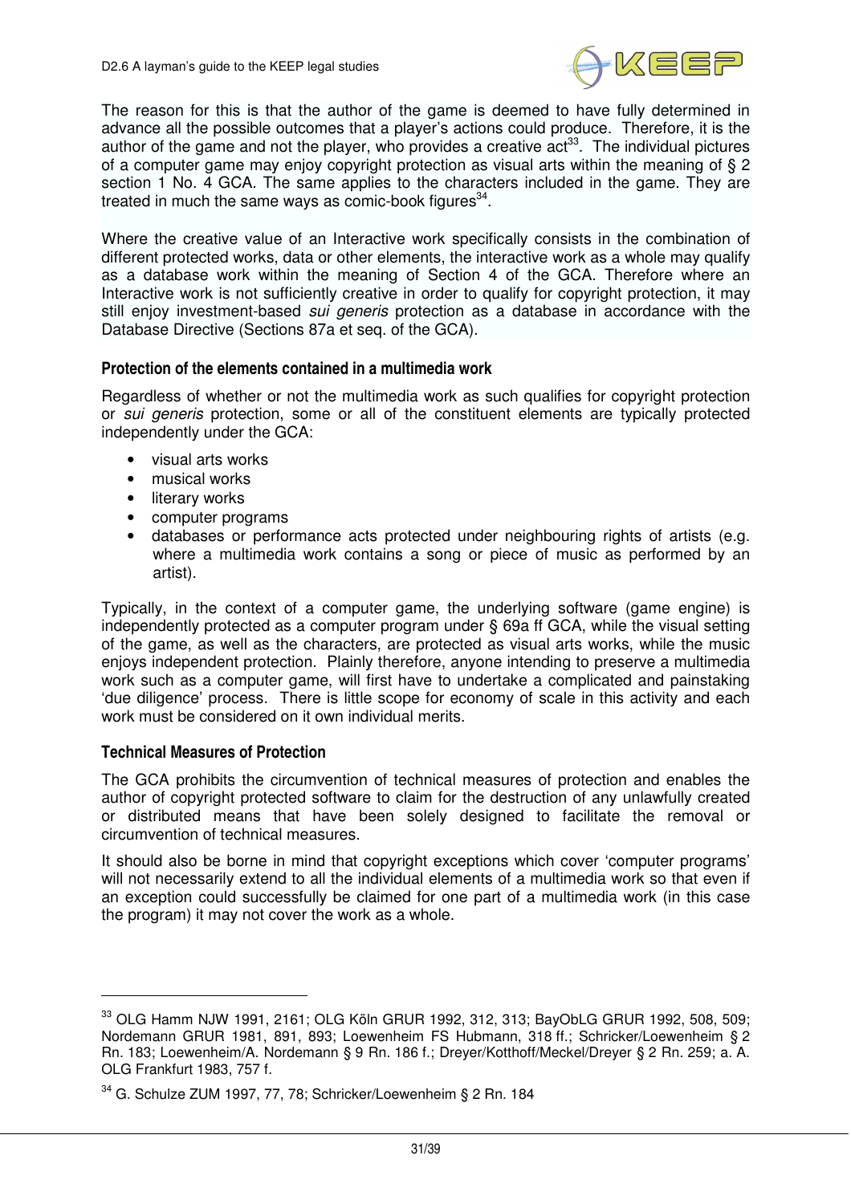The reason for this is that the author of the game is deemed to have fully determined in advance all the possible outcomes that a player's actions could produce. Therefore, it is the author of the game and not the player, who provides a creative act[33]. The individual pictures of a computer game may enjoy copyright protection as visual arts within the meaning of § 2 section 1 No. 4 GCA. The same applies to the characters included in the game. They are treated in much the same ways as comic-book figures[34].

Where the creative value of an Interactive work specifically consists in the combination of different protected works, data or other elements, the interactive work as a whole may qualify as a database work within the meaning of Section 4 of the GCA. Therefore where an Interactive work is not sufficiently creative in order to qualify for copyright protection, it may still enjoy investment-based *sui generis* protection as a database in accordance with the Database Directive (Sections 87a et seq. of the GCA).

### Protection of the elements contained in a multimedia work

Regardless of whether or not the multimedia work as such qualifies for copyright protection or *sui generis* protection, some or all of the constituent elements are typically protected independently under the GCA:

- visual arts works
- musical works
- literary works
- computer programs
- databases or performance acts protected under neighbouring rights of artists (e.g. where a multimedia work contains a song or piece of music as performed by an artist).

Typically, in the context of a computer game, the underlying software (game engine) is independently protected as a computer program under § 69a ff GCA, while the visual setting of the game, as well as the characters, are protected as visual arts works, while the music enjoys independent protection. Plainly therefore, anyone intending to preserve a multimedia work such as a computer game, will first have to undertake a complicated and painstaking 'due diligence' process. There is little scope for economy of scale in this activity and each work must be considered on it own individual merits.

### Technical Measures of Protection

The GCA prohibits the circumvention of technical measures of protection and enables the author of copyright protected software to claim for the destruction of any unlawfully created or distributed means that have been solely designed to facilitate the removal or circumvention of technical measures.

It should also be borne in mind that copyright exceptions which cover 'computer programs' will not necessarily extend to all the individual elements of a multimedia work so that even if an exception could successfully be claimed for one part of a multimedia work (in this case the program) it may not cover the work as a whole.

---

[33] OLG Hamm NJW 1991, 2161; OLG Köln GRUR 1992, 312, 313; BayObLG GRUR 1992, 508, 509; Nordemann GRUR 1981, 891, 893; Loewenheim FS Hubmann, 318 ff.; Schricker/Loewenheim § 2 Rn. 183; Loewenheim/A. Nordemann § 9 Rn. 186 f.; Dreyer/Kotthoff/Meckel/Dreyer § 2 Rn. 259; a. A. OLG Frankfurt 1983, 757 f.

[34] G. Schulze ZUM 1997, 77, 78; Schricker/Loewenheim § 2 Rn. 184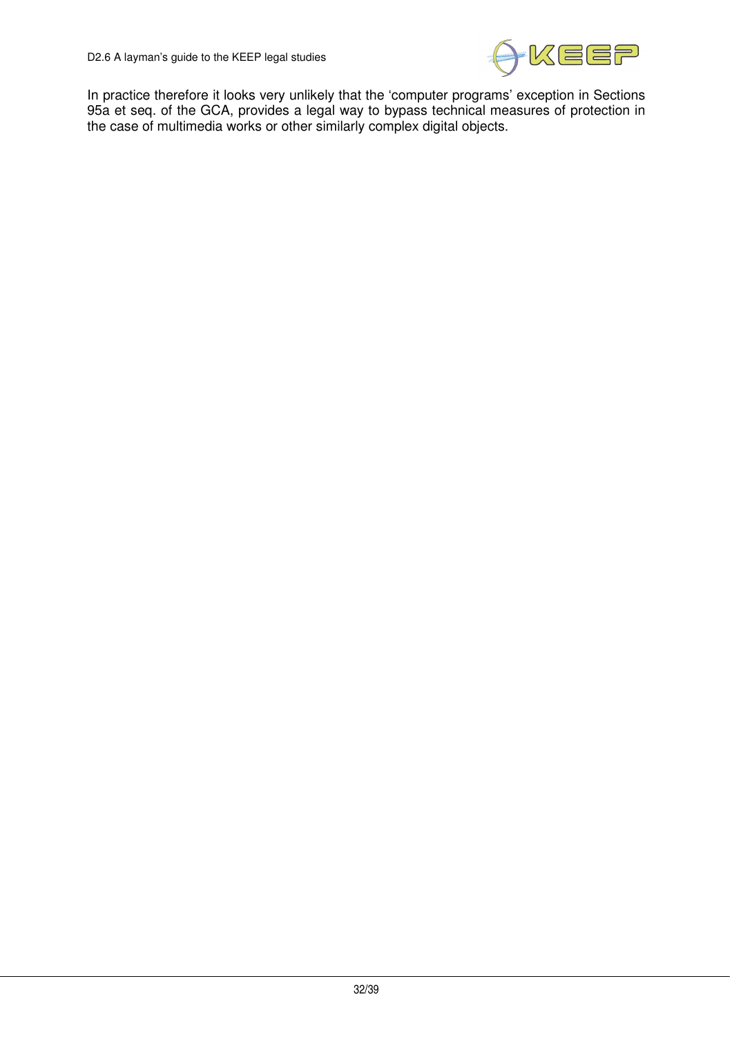In practice therefore it looks very unlikely that the 'computer programs' exception in Sections 95a et seq. of the GCA, provides a legal way to bypass technical measures of protection in the case of multimedia works or other similarly complex digital objects.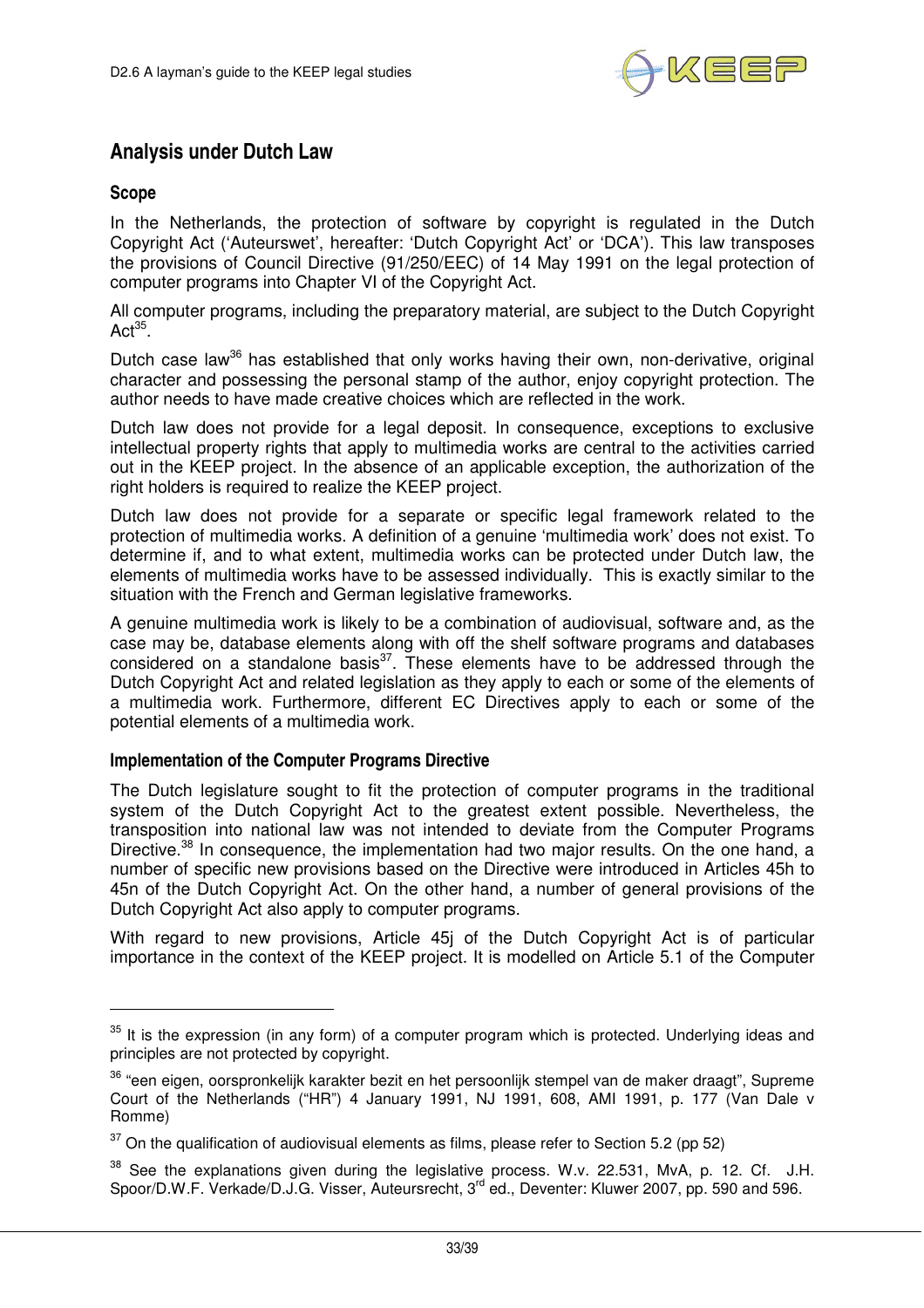## Analysis under Dutch Law

### Scope

In the Netherlands, the protection of software by copyright is regulated in the Dutch Copyright Act ('Auteurswet', hereafter: 'Dutch Copyright Act' or 'DCA'). This law transposes the provisions of Council Directive (91/250/EEC) of 14 May 1991 on the legal protection of computer programs into Chapter VI of the Copyright Act.

All computer programs, including the preparatory material, are subject to the Dutch Copyright Act[35].

Dutch case law[36] has established that only works having their own, non-derivative, original character and possessing the personal stamp of the author, enjoy copyright protection. The author needs to have made creative choices which are reflected in the work.

Dutch law does not provide for a legal deposit. In consequence, exceptions to exclusive intellectual property rights that apply to multimedia works are central to the activities carried out in the KEEP project. In the absence of an applicable exception, the authorization of the right holders is required to realize the KEEP project.

Dutch law does not provide for a separate or specific legal framework related to the protection of multimedia works. A definition of a genuine 'multimedia work' does not exist. To determine if, and to what extent, multimedia works can be protected under Dutch law, the elements of multimedia works have to be assessed individually. This is exactly similar to the situation with the French and German legislative frameworks.

A genuine multimedia work is likely to be a combination of audiovisual, software and, as the case may be, database elements along with off the shelf software programs and databases considered on a standalone basis[37]. These elements have to be addressed through the Dutch Copyright Act and related legislation as they apply to each or some of the elements of a multimedia work. Furthermore, different EC Directives apply to each or some of the potential elements of a multimedia work.

### Implementation of the Computer Programs Directive

The Dutch legislature sought to fit the protection of computer programs in the traditional system of the Dutch Copyright Act to the greatest extent possible. Nevertheless, the transposition into national law was not intended to deviate from the Computer Programs Directive.[38] In consequence, the implementation had two major results. On the one hand, a number of specific new provisions based on the Directive were introduced in Articles 45h to 45n of the Dutch Copyright Act. On the other hand, a number of general provisions of the Dutch Copyright Act also apply to computer programs.

With regard to new provisions, Article 45j of the Dutch Copyright Act is of particular importance in the context of the KEEP project. It is modelled on Article 5.1 of the Computer

---

[35] It is the expression (in any form) of a computer program which is protected. Underlying ideas and principles are not protected by copyright.

[36] "een eigen, oorspronkelijk karakter bezit en het persoonlijk stempel van de maker draagt", Supreme Court of the Netherlands ("HR") 4 January 1991, NJ 1991, 608, AMI 1991, p. 177 (Van Dale v Romme)

[37] On the qualification of audiovisual elements as films, please refer to Section 5.2 (pp 52)

[38] See the explanations given during the legislative process. W.v. 22.531, MvA, p. 12. Cf. J.H. Spoor/D.W.F. Verkade/D.J.G. Visser, Auteursrecht, 3rd ed., Deventer: Kluwer 2007, pp. 590 and 596.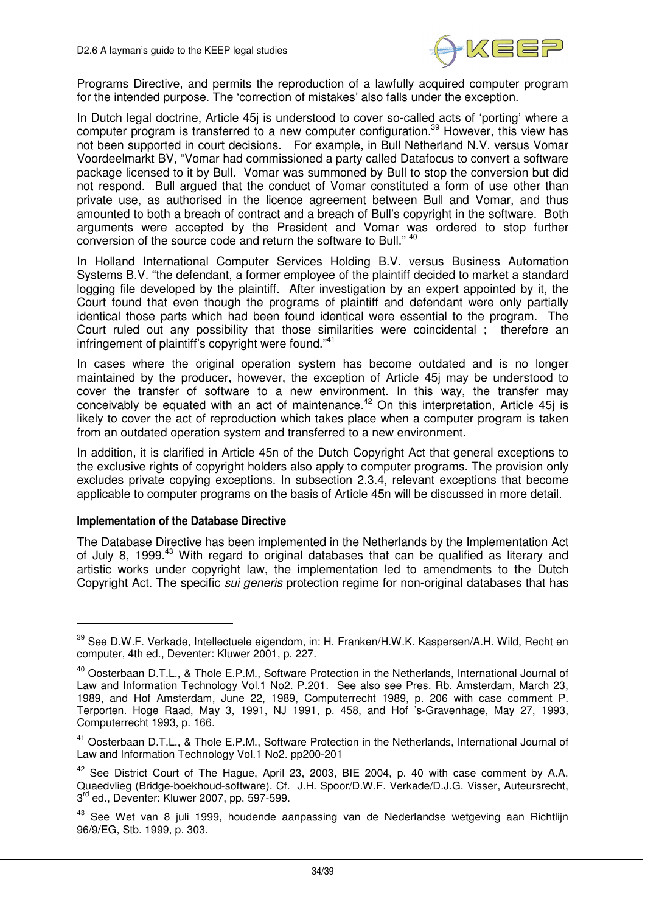Programs Directive, and permits the reproduction of a lawfully acquired computer program for the intended purpose. The 'correction of mistakes' also falls under the exception.

In Dutch legal doctrine, Article 45j is understood to cover so-called acts of 'porting' where a computer program is transferred to a new computer configuration.[39] However, this view has not been supported in court decisions. For example, in Bull Netherland N.V. versus Vomar Voordeelmarkt BV, "Vomar had commissioned a party called Datafocus to convert a software package licensed to it by Bull. Vomar was summoned by Bull to stop the conversion but did not respond. Bull argued that the conduct of Vomar constituted a form of use other than private use, as authorised in the licence agreement between Bull and Vomar, and thus amounted to both a breach of contract and a breach of Bull's copyright in the software. Both arguments were accepted by the President and Vomar was ordered to stop further conversion of the source code and return the software to Bull." [40]

In Holland International Computer Services Holding B.V. versus Business Automation Systems B.V. "the defendant, a former employee of the plaintiff decided to market a standard logging file developed by the plaintiff. After investigation by an expert appointed by it, the Court found that even though the programs of plaintiff and defendant were only partially identical those parts which had been found identical were essential to the program. The Court ruled out any possibility that those similarities were coincidental ; therefore an infringement of plaintiff's copyright were found."[41]

In cases where the original operation system has become outdated and is no longer maintained by the producer, however, the exception of Article 45j may be understood to cover the transfer of software to a new environment. In this way, the transfer may conceivably be equated with an act of maintenance.[42] On this interpretation, Article 45j is likely to cover the act of reproduction which takes place when a computer program is taken from an outdated operation system and transferred to a new environment.

In addition, it is clarified in Article 45n of the Dutch Copyright Act that general exceptions to the exclusive rights of copyright holders also apply to computer programs. The provision only excludes private copying exceptions. In subsection 2.3.4, relevant exceptions that become applicable to computer programs on the basis of Article 45n will be discussed in more detail.

#### Implementation of the Database Directive

The Database Directive has been implemented in the Netherlands by the Implementation Act of July 8, 1999.[43] With regard to original databases that can be qualified as literary and artistic works under copyright law, the implementation led to amendments to the Dutch Copyright Act. The specific *sui generis* protection regime for non-original databases that has

---

[39] See D.W.F. Verkade, Intellectuele eigendom, in: H. Franken/H.W.K. Kaspersen/A.H. Wild, Recht en computer, 4th ed., Deventer: Kluwer 2001, p. 227.

[40] Oosterbaan D.T.L., & Thole E.P.M., Software Protection in the Netherlands, International Journal of Law and Information Technology Vol.1 No2. P.201. See also see Pres. Rb. Amsterdam, March 23, 1989, and Hof Amsterdam, June 22, 1989, Computerrecht 1989, p. 206 with case comment P. Terporten. Hoge Raad, May 3, 1991, NJ 1991, p. 458, and Hof 's-Gravenhage, May 27, 1993, Computerrecht 1993, p. 166.

[41] Oosterbaan D.T.L., & Thole E.P.M., Software Protection in the Netherlands, International Journal of Law and Information Technology Vol.1 No2. pp200-201

[42] See District Court of The Hague, April 23, 2003, BIE 2004, p. 40 with case comment by A.A. Quaedvlieg (Bridge-boekhoud-software). Cf. J.H. Spoor/D.W.F. Verkade/D.J.G. Visser, Auteursrecht, 3rd ed., Deventer: Kluwer 2007, pp. 597-599.

[43] See Wet van 8 juli 1999, houdende aanpassing van de Nederlandse wetgeving aan Richtlijn 96/9/EG, Stb. 1999, p. 303.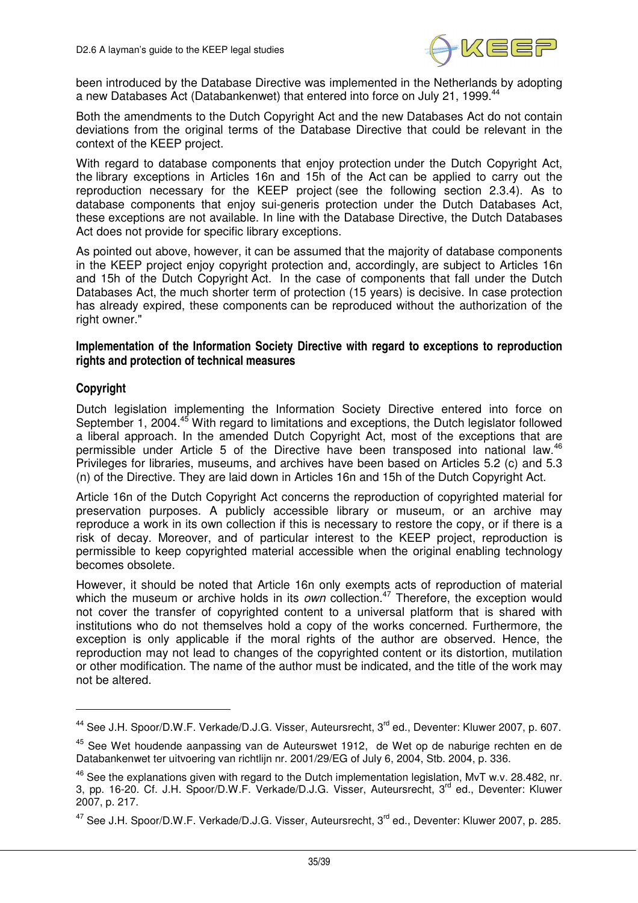been introduced by the Database Directive was implemented in the Netherlands by adopting a new Databases Act (Databankenwet) that entered into force on July 21, 1999.[44]

Both the amendments to the Dutch Copyright Act and the new Databases Act do not contain deviations from the original terms of the Database Directive that could be relevant in the context of the KEEP project.

With regard to database components that enjoy protection under the Dutch Copyright Act, the library exceptions in Articles 16n and 15h of the Act can be applied to carry out the reproduction necessary for the KEEP project (see the following section 2.3.4). As to database components that enjoy sui-generis protection under the Dutch Databases Act, these exceptions are not available. In line with the Database Directive, the Dutch Databases Act does not provide for specific library exceptions.

As pointed out above, however, it can be assumed that the majority of database components in the KEEP project enjoy copyright protection and, accordingly, are subject to Articles 16n and 15h of the Dutch Copyright Act. In the case of components that fall under the Dutch Databases Act, the much shorter term of protection (15 years) is decisive. In case protection has already expired, these components can be reproduced without the authorization of the right owner."

**Implementation of the Information Society Directive with regard to exceptions to reproduction rights and protection of technical measures**

**Copyright**

Dutch legislation implementing the Information Society Directive entered into force on September 1, 2004.[45] With regard to limitations and exceptions, the Dutch legislator followed a liberal approach. In the amended Dutch Copyright Act, most of the exceptions that are permissible under Article 5 of the Directive have been transposed into national law.[46] Privileges for libraries, museums, and archives have been based on Articles 5.2 (c) and 5.3 (n) of the Directive. They are laid down in Articles 16n and 15h of the Dutch Copyright Act.

Article 16n of the Dutch Copyright Act concerns the reproduction of copyrighted material for preservation purposes. A publicly accessible library or museum, or an archive may reproduce a work in its own collection if this is necessary to restore the copy, or if there is a risk of decay. Moreover, and of particular interest to the KEEP project, reproduction is permissible to keep copyrighted material accessible when the original enabling technology becomes obsolete.

However, it should be noted that Article 16n only exempts acts of reproduction of material which the museum or archive holds in its *own* collection.[47] Therefore, the exception would not cover the transfer of copyrighted content to a universal platform that is shared with institutions who do not themselves hold a copy of the works concerned. Furthermore, the exception is only applicable if the moral rights of the author are observed. Hence, the reproduction may not lead to changes of the copyrighted content or its distortion, mutilation or other modification. The name of the author must be indicated, and the title of the work may not be altered.

---

[44] See J.H. Spoor/D.W.F. Verkade/D.J.G. Visser, Auteursrecht, 3rd ed., Deventer: Kluwer 2007, p. 607.

[45] See Wet houdende aanpassing van de Auteurswet 1912, de Wet op de naburige rechten en de Databankenwet ter uitvoering van richtlijn nr. 2001/29/EG of July 6, 2004, Stb. 2004, p. 336.

[46] See the explanations given with regard to the Dutch implementation legislation, MvT w.v. 28.482, nr. 3, pp. 16-20. Cf. J.H. Spoor/D.W.F. Verkade/D.J.G. Visser, Auteursrecht, 3rd ed., Deventer: Kluwer 2007, p. 217.

[47] See J.H. Spoor/D.W.F. Verkade/D.J.G. Visser, Auteursrecht, 3rd ed., Deventer: Kluwer 2007, p. 285.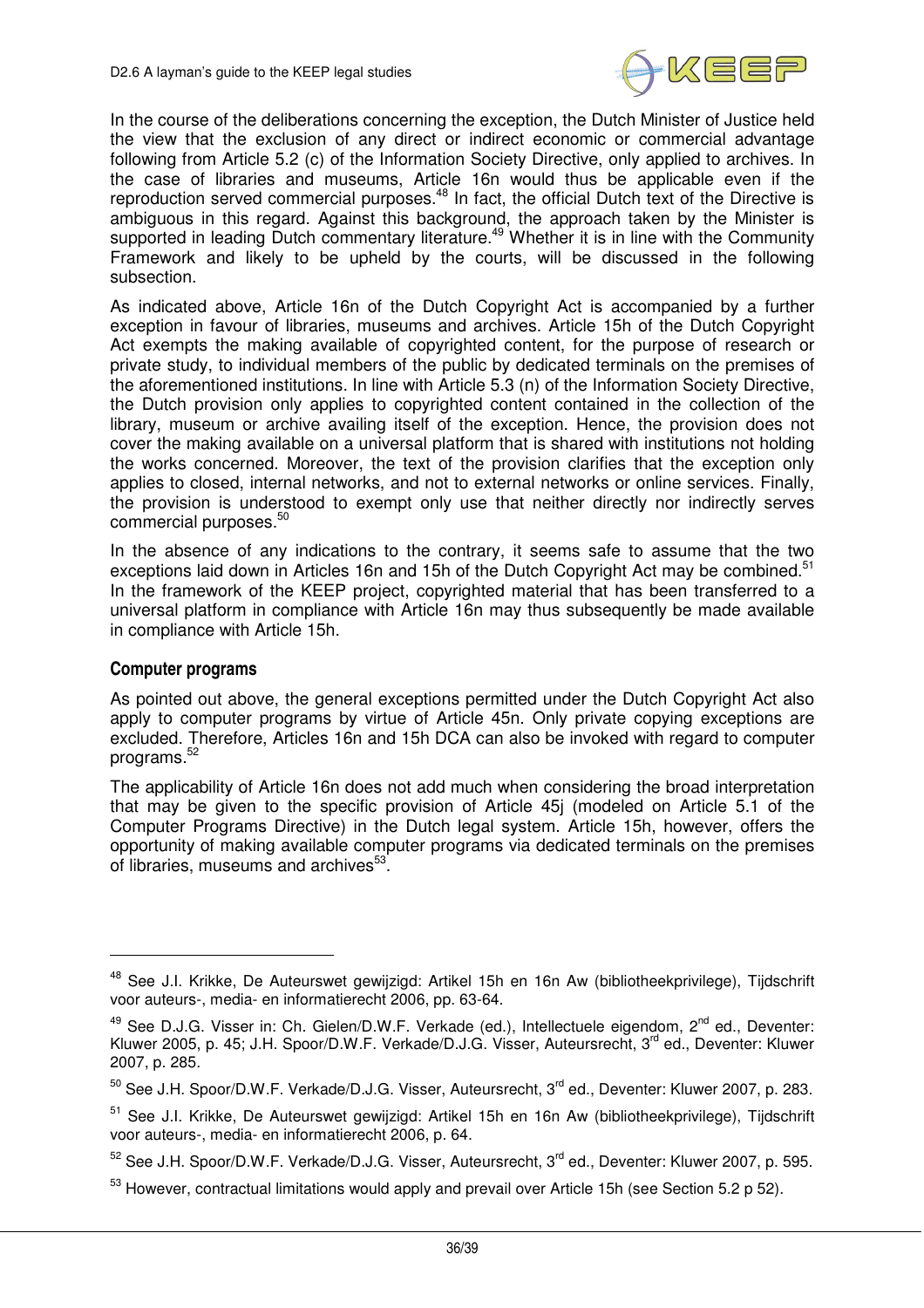In the course of the deliberations concerning the exception, the Dutch Minister of Justice held the view that the exclusion of any direct or indirect economic or commercial advantage following from Article 5.2 (c) of the Information Society Directive, only applied to archives. In the case of libraries and museums, Article 16n would thus be applicable even if the reproduction served commercial purposes.[48] In fact, the official Dutch text of the Directive is ambiguous in this regard. Against this background, the approach taken by the Minister is supported in leading Dutch commentary literature.[49] Whether it is in line with the Community Framework and likely to be upheld by the courts, will be discussed in the following subsection.

As indicated above, Article 16n of the Dutch Copyright Act is accompanied by a further exception in favour of libraries, museums and archives. Article 15h of the Dutch Copyright Act exempts the making available of copyrighted content, for the purpose of research or private study, to individual members of the public by dedicated terminals on the premises of the aforementioned institutions. In line with Article 5.3 (n) of the Information Society Directive, the Dutch provision only applies to copyrighted content contained in the collection of the library, museum or archive availing itself of the exception. Hence, the provision does not cover the making available on a universal platform that is shared with institutions not holding the works concerned. Moreover, the text of the provision clarifies that the exception only applies to closed, internal networks, and not to external networks or online services. Finally, the provision is understood to exempt only use that neither directly nor indirectly serves commercial purposes.[50]

In the absence of any indications to the contrary, it seems safe to assume that the two exceptions laid down in Articles 16n and 15h of the Dutch Copyright Act may be combined.[51] In the framework of the KEEP project, copyrighted material that has been transferred to a universal platform in compliance with Article 16n may thus subsequently be made available in compliance with Article 15h.

### Computer programs

As pointed out above, the general exceptions permitted under the Dutch Copyright Act also apply to computer programs by virtue of Article 45n. Only private copying exceptions are excluded. Therefore, Articles 16n and 15h DCA can also be invoked with regard to computer programs.[52]

The applicability of Article 16n does not add much when considering the broad interpretation that may be given to the specific provision of Article 45j (modeled on Article 5.1 of the Computer Programs Directive) in the Dutch legal system. Article 15h, however, offers the opportunity of making available computer programs via dedicated terminals on the premises of libraries, museums and archives[53].

---

[48] See J.I. Krikke, De Auteurswet gewijzigd: Artikel 15h en 16n Aw (bibliotheekprivilege), Tijdschrift voor auteurs-, media- en informatierecht 2006, pp. 63-64.

[49] See D.J.G. Visser in: Ch. Gielen/D.W.F. Verkade (ed.), Intellectuele eigendom, 2nd ed., Deventer: Kluwer 2005, p. 45; J.H. Spoor/D.W.F. Verkade/D.J.G. Visser, Auteursrecht, 3rd ed., Deventer: Kluwer 2007, p. 285.

[50] See J.H. Spoor/D.W.F. Verkade/D.J.G. Visser, Auteursrecht, 3rd ed., Deventer: Kluwer 2007, p. 283.

[51] See J.I. Krikke, De Auteurswet gewijzigd: Artikel 15h en 16n Aw (bibliotheekprivilege), Tijdschrift voor auteurs-, media- en informatierecht 2006, p. 64.

[52] See J.H. Spoor/D.W.F. Verkade/D.J.G. Visser, Auteursrecht, 3rd ed., Deventer: Kluwer 2007, p. 595.

[53] However, contractual limitations would apply and prevail over Article 15h (see Section 5.2 p 52).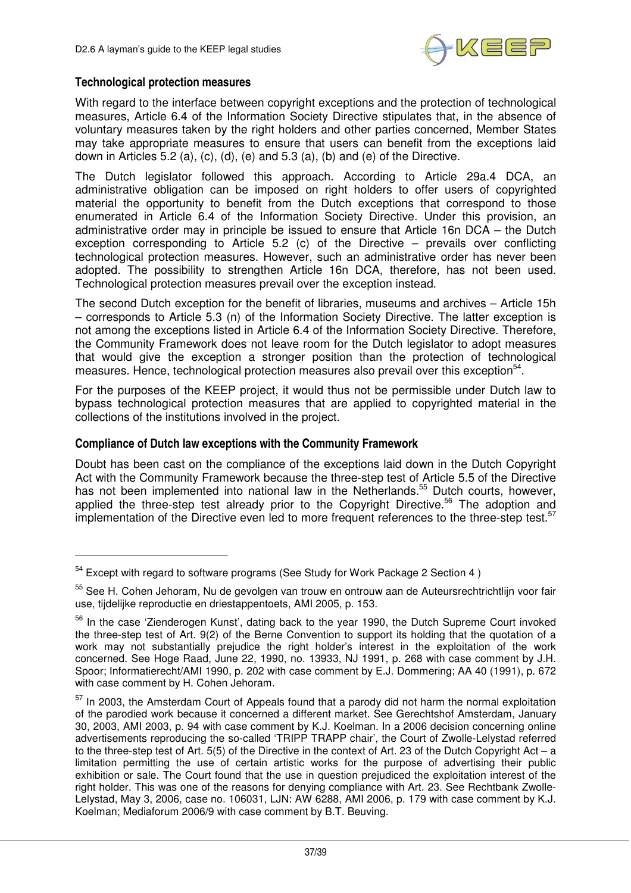## Technological protection measures

With regard to the interface between copyright exceptions and the protection of technological measures, Article 6.4 of the Information Society Directive stipulates that, in the absence of voluntary measures taken by the right holders and other parties concerned, Member States may take appropriate measures to ensure that users can benefit from the exceptions laid down in Articles 5.2 (a), (c), (d), (e) and 5.3 (a), (b) and (e) of the Directive.

The Dutch legislator followed this approach. According to Article 29a.4 DCA, an administrative obligation can be imposed on right holders to offer users of copyrighted material the opportunity to benefit from the Dutch exceptions that correspond to those enumerated in Article 6.4 of the Information Society Directive. Under this provision, an administrative order may in principle be issued to ensure that Article 16n DCA – the Dutch exception corresponding to Article 5.2 (c) of the Directive – prevails over conflicting technological protection measures. However, such an administrative order has never been adopted. The possibility to strengthen Article 16n DCA, therefore, has not been used. Technological protection measures prevail over the exception instead.

The second Dutch exception for the benefit of libraries, museums and archives – Article 15h – corresponds to Article 5.3 (n) of the Information Society Directive. The latter exception is not among the exceptions listed in Article 6.4 of the Information Society Directive. Therefore, the Community Framework does not leave room for the Dutch legislator to adopt measures that would give the exception a stronger position than the protection of technological measures. Hence, technological protection measures also prevail over this exception[54].

For the purposes of the KEEP project, it would thus not be permissible under Dutch law to bypass technological protection measures that are applied to copyrighted material in the collections of the institutions involved in the project.

## Compliance of Dutch law exceptions with the Community Framework

Doubt has been cast on the compliance of the exceptions laid down in the Dutch Copyright Act with the Community Framework because the three-step test of Article 5.5 of the Directive has not been implemented into national law in the Netherlands.[55] Dutch courts, however, applied the three-step test already prior to the Copyright Directive.[56] The adoption and implementation of the Directive even led to more frequent references to the three-step test.[57]

---

[54] Except with regard to software programs (See Study for Work Package 2 Section 4 )

[55] See H. Cohen Jehoram, Nu de gevolgen van trouw en ontrouw aan de Auteursrechtrichtlijn voor fair use, tijdelijke reproductie en driestappentoets, AMI 2005, p. 153.

[56] In the case 'Zienderogen Kunst', dating back to the year 1990, the Dutch Supreme Court invoked the three-step test of Art. 9(2) of the Berne Convention to support its holding that the quotation of a work may not substantially prejudice the right holder's interest in the exploitation of the work concerned. See Hoge Raad, June 22, 1990, no. 13933, NJ 1991, p. 268 with case comment by J.H. Spoor; Informatierecht/AMI 1990, p. 202 with case comment by E.J. Dommering; AA 40 (1991), p. 672 with case comment by H. Cohen Jehoram.

[57] In 2003, the Amsterdam Court of Appeals found that a parody did not harm the normal exploitation of the parodied work because it concerned a different market. See Gerechtshof Amsterdam, January 30, 2003, AMI 2003, p. 94 with case comment by K.J. Koelman. In a 2006 decision concerning online advertisements reproducing the so-called 'TRIPP TRAPP chair', the Court of Zwolle-Lelystad referred to the three-step test of Art. 5(5) of the Directive in the context of Art. 23 of the Dutch Copyright Act – a limitation permitting the use of certain artistic works for the purpose of advertising their public exhibition or sale. The Court found that the use in question prejudiced the exploitation interest of the right holder. This was one of the reasons for denying compliance with Art. 23. See Rechtbank Zwolle-Lelystad, May 3, 2006, case no. 106031, LJN: AW 6288, AMI 2006, p. 179 with case comment by K.J. Koelman; Mediaforum 2006/9 with case comment by B.T. Beuving.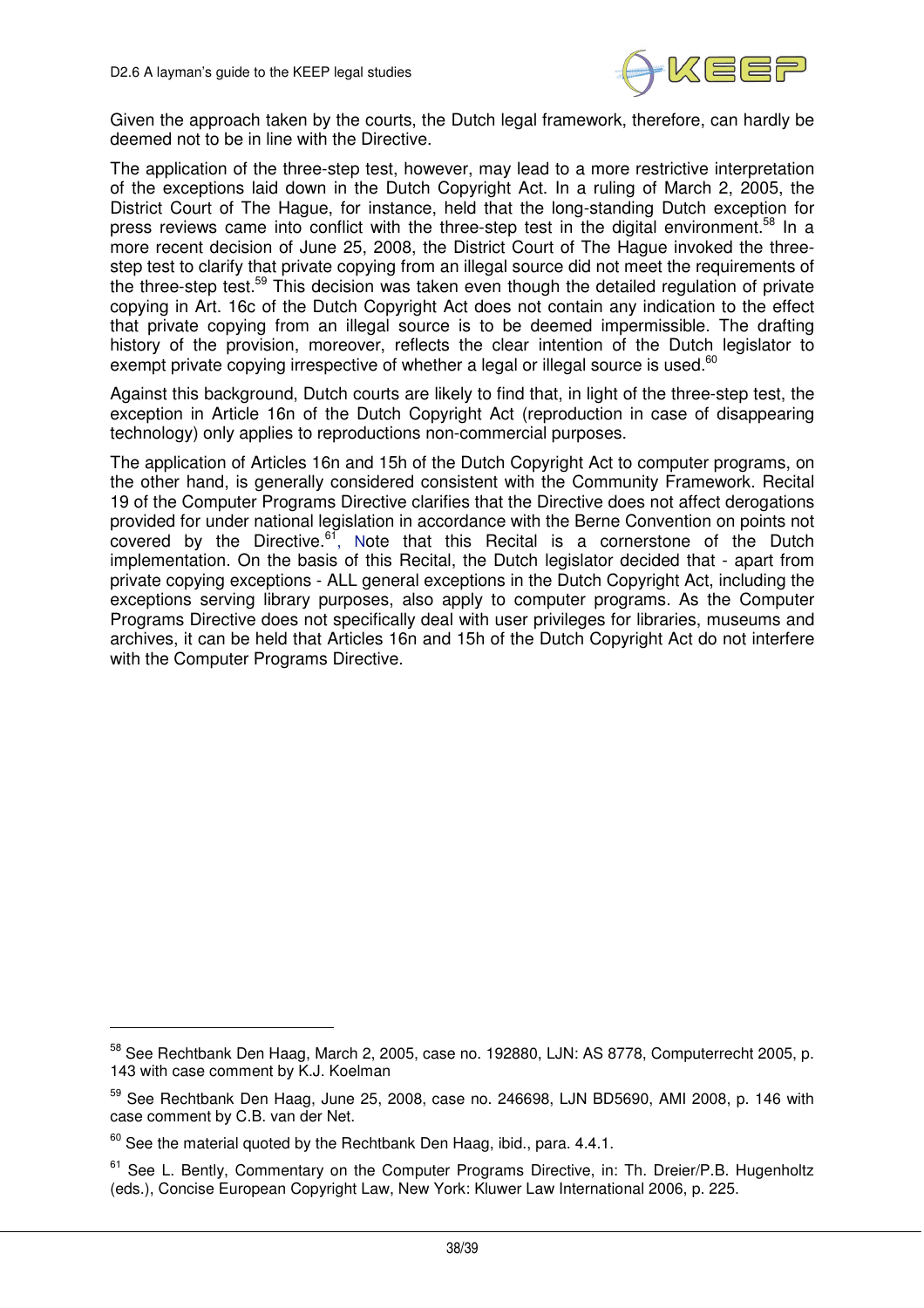Given the approach taken by the courts, the Dutch legal framework, therefore, can hardly be deemed not to be in line with the Directive.

The application of the three-step test, however, may lead to a more restrictive interpretation of the exceptions laid down in the Dutch Copyright Act. In a ruling of March 2, 2005, the District Court of The Hague, for instance, held that the long-standing Dutch exception for press reviews came into conflict with the three-step test in the digital environment.[58] In a more recent decision of June 25, 2008, the District Court of The Hague invoked the three-step test to clarify that private copying from an illegal source did not meet the requirements of the three-step test.[59] This decision was taken even though the detailed regulation of private copying in Art. 16c of the Dutch Copyright Act does not contain any indication to the effect that private copying from an illegal source is to be deemed impermissible. The drafting history of the provision, moreover, reflects the clear intention of the Dutch legislator to exempt private copying irrespective of whether a legal or illegal source is used.[60]

Against this background, Dutch courts are likely to find that, in light of the three-step test, the exception in Article 16n of the Dutch Copyright Act (reproduction in case of disappearing technology) only applies to reproductions non-commercial purposes.

The application of Articles 16n and 15h of the Dutch Copyright Act to computer programs, on the other hand, is generally considered consistent with the Community Framework. Recital 19 of the Computer Programs Directive clarifies that the Directive does not affect derogations provided for under national legislation in accordance with the Berne Convention on points not covered by the Directive.[61], Note that this Recital is a cornerstone of the Dutch implementation. On the basis of this Recital, the Dutch legislator decided that - apart from private copying exceptions - ALL general exceptions in the Dutch Copyright Act, including the exceptions serving library purposes, also apply to computer programs. As the Computer Programs Directive does not specifically deal with user privileges for libraries, museums and archives, it can be held that Articles 16n and 15h of the Dutch Copyright Act do not interfere with the Computer Programs Directive.

---

[58] See Rechtbank Den Haag, March 2, 2005, case no. 192880, LJN: AS 8778, Computerrecht 2005, p. 143 with case comment by K.J. Koelman

[59] See Rechtbank Den Haag, June 25, 2008, case no. 246698, LJN BD5690, AMI 2008, p. 146 with case comment by C.B. van der Net.

[60] See the material quoted by the Rechtbank Den Haag, ibid., para. 4.4.1.

[61] See L. Bently, Commentary on the Computer Programs Directive, in: Th. Dreier/P.B. Hugenholtz (eds.), Concise European Copyright Law, New York: Kluwer Law International 2006, p. 225.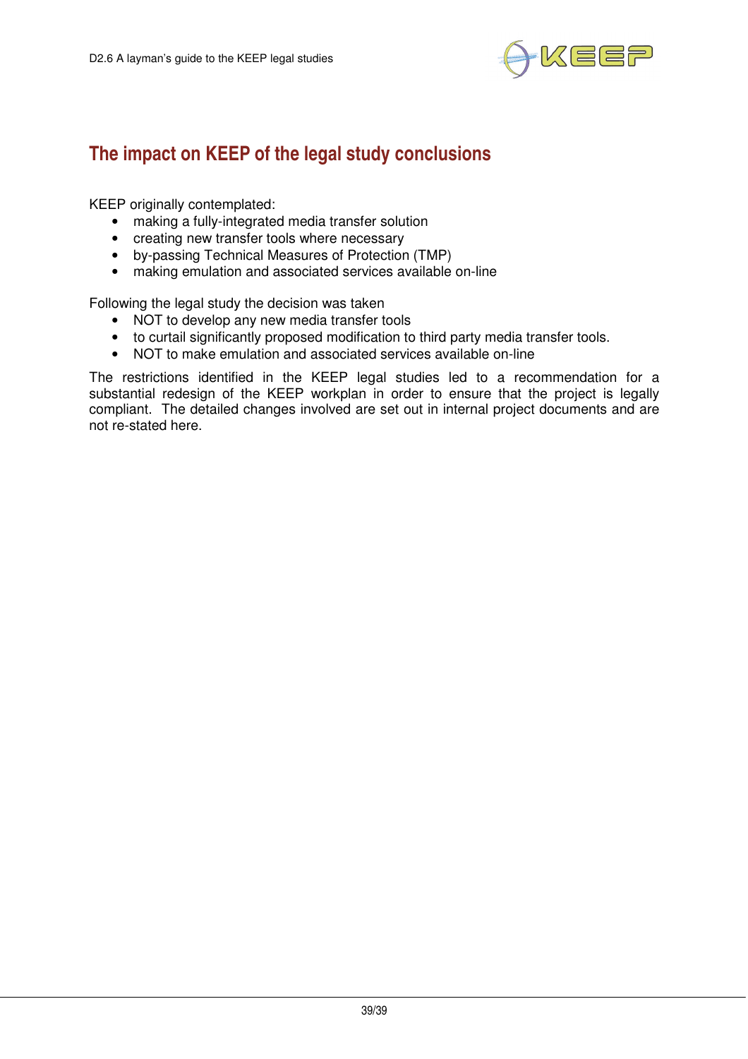## The impact on KEEP of the legal study conclusions

KEEP originally contemplated:

- making a fully-integrated media transfer solution
- creating new transfer tools where necessary
- by-passing Technical Measures of Protection (TMP)
- making emulation and associated services available on-line

Following the legal study the decision was taken

- NOT to develop any new media transfer tools
- to curtail significantly proposed modification to third party media transfer tools.
- NOT to make emulation and associated services available on-line

The restrictions identified in the KEEP legal studies led to a recommendation for a substantial redesign of the KEEP workplan in order to ensure that the project is legally compliant. The detailed changes involved are set out in internal project documents and are not re-stated here.